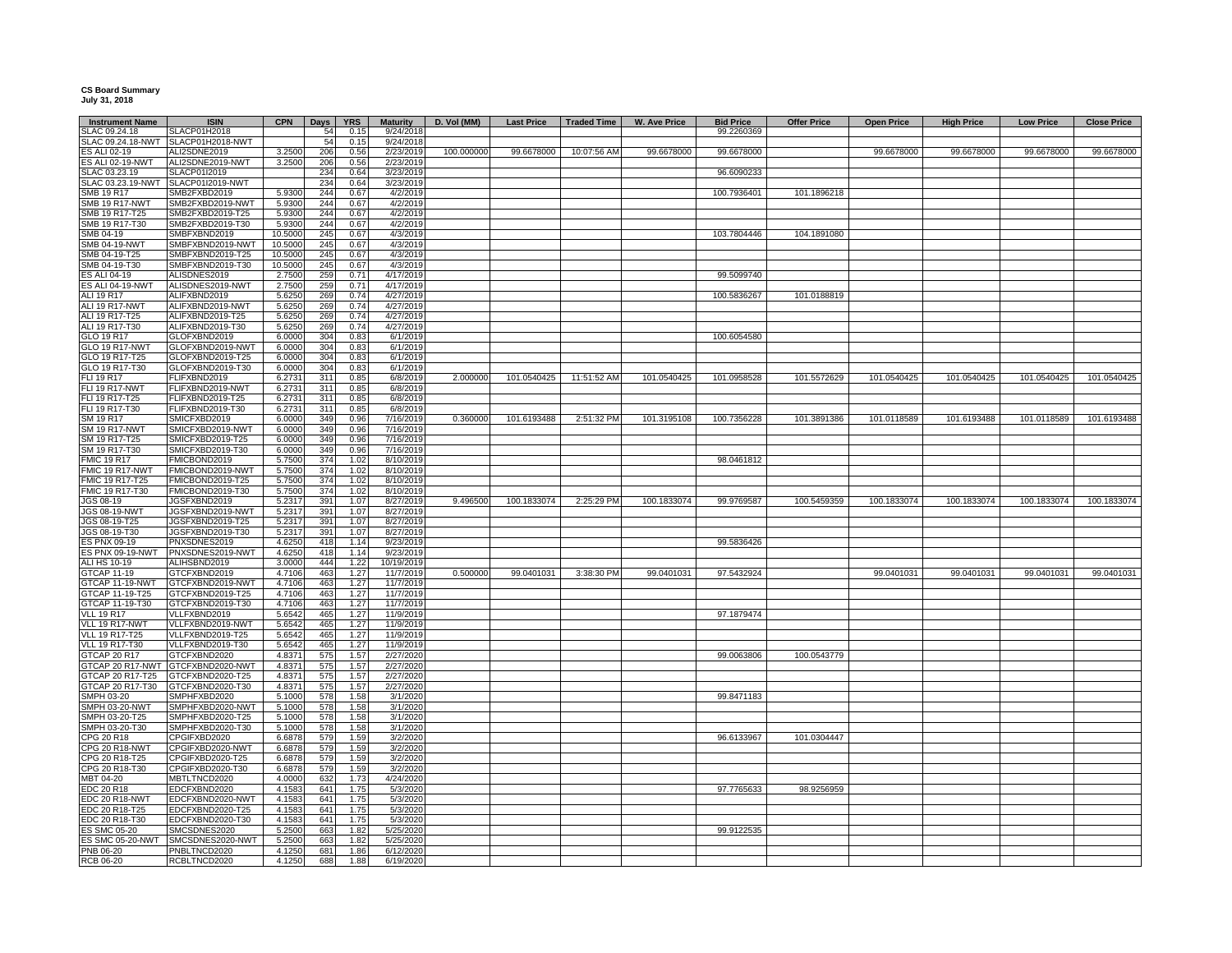**CS Board Summary**
**July 31, 2018**

| Instrument Name | ISIN | CPN | Days | YRS | Maturity | D. Vol (MM) | Last Price | Traded Time | W. Ave Price | Bid Price | Offer Price | Open Price | High Price | Low Price | Close Price |
|---|---|---|---|---|---|---|---|---|---|---|---|---|---|---|---|
| SLAC 09.24.18 | SLACP01H2018 | | 54 | 0.15 | 9/24/2018 | | | | | 99.2260369 | | | | | |
| SLAC 09.24.18-NWT | SLACP01H2018-NWT | | 54 | 0.15 | 9/24/2018 | | | | | | | | | | |
| ES ALI 02-19 | ALI2SDNE2019 | 3.2500 | 206 | 0.56 | 2/23/2019 | 100.000000 | 99.6678000 | 10:07:56 AM | 99.6678000 | 99.6678000 | | 99.6678000 | 99.6678000 | 99.6678000 | 99.6678000 |
| ES ALI 02-19-NWT | ALI2SDNE2019-NWT | 3.2500 | 206 | 0.56 | 2/23/2019 | | | | | | | | | | |
| SLAC 03.23.19 | SLACP01I2019 | | 234 | 0.64 | 3/23/2019 | | | | | 96.6090233 | | | | | |
| SLAC 03.23.19-NWT | SLACP01I2019-NWT | | 234 | 0.64 | 3/23/2019 | | | | | | | | | | |
| SMB 19 R17 | SMB2FXBD2019 | 5.9300 | 244 | 0.67 | 4/2/2019 | | | | | 100.7936401 | 101.1896218 | | | | |
| SMB 19 R17-NWT | SMB2FXBD2019-NWT | 5.9300 | 244 | 0.67 | 4/2/2019 | | | | | | | | | | |
| SMB 19 R17-T25 | SMB2FXBD2019-T25 | 5.9300 | 244 | 0.67 | 4/2/2019 | | | | | | | | | | |
| SMB 19 R17-T30 | SMB2FXBD2019-T30 | 5.9300 | 244 | 0.67 | 4/2/2019 | | | | | | | | | | |
| SMB 04-19 | SMBFXBND2019 | 10.5000 | 245 | 0.67 | 4/3/2019 | | | | | 103.7804446 | 104.1891080 | | | | |
| SMB 04-19-NWT | SMBFXBND2019-NWT | 10.5000 | 245 | 0.67 | 4/3/2019 | | | | | | | | | | |
| SMB 04-19-T25 | SMBFXBND2019-T25 | 10.5000 | 245 | 0.67 | 4/3/2019 | | | | | | | | | | |
| SMB 04-19-T30 | SMBFXBND2019-T30 | 10.5000 | 245 | 0.67 | 4/3/2019 | | | | | | | | | | |
| ES ALI 04-19 | ALISDNES2019 | 2.7500 | 259 | 0.71 | 4/17/2019 | | | | | 99.5099740 | | | | | |
| ES ALI 04-19-NWT | ALISDNES2019-NWT | 2.7500 | 259 | 0.71 | 4/17/2019 | | | | | | | | | | |
| ALI 19 R17 | ALIFXBND2019 | 5.6250 | 269 | 0.74 | 4/27/2019 | | | | | 100.5836267 | 101.0188819 | | | | |
| ALI 19 R17-NWT | ALIFXBND2019-NWT | 5.6250 | 269 | 0.74 | 4/27/2019 | | | | | | | | | | |
| ALI 19 R17-T25 | ALIFXBND2019-T25 | 5.6250 | 269 | 0.74 | 4/27/2019 | | | | | | | | | | |
| ALI 19 R17-T30 | ALIFXBND2019-T30 | 5.6250 | 269 | 0.74 | 4/27/2019 | | | | | | | | | | |
| GLO 19 R17 | GLOFXBND2019 | 6.0000 | 304 | 0.83 | 6/1/2019 | | | | | 100.6054580 | | | | | |
| GLO 19 R17-NWT | GLOFXBND2019-NWT | 6.0000 | 304 | 0.83 | 6/1/2019 | | | | | | | | | | |
| GLO 19 R17-T25 | GLOFXBND2019-T25 | 6.0000 | 304 | 0.83 | 6/1/2019 | | | | | | | | | | |
| GLO 19 R17-T30 | GLOFXBND2019-T30 | 6.0000 | 304 | 0.83 | 6/1/2019 | | | | | | | | | | |
| FLI 19 R17 | FLIFXBND2019 | 6.2731 | 311 | 0.85 | 6/8/2019 | 2.000000 | 101.0540425 | 11:51:52 AM | 101.0540425 | 101.0958528 | 101.5572629 | 101.0540425 | 101.0540425 | 101.0540425 | 101.0540425 |
| FLI 19 R17-NWT | FLIFXBND2019-NWT | 6.2731 | 311 | 0.85 | 6/8/2019 | | | | | | | | | | |
| FLI 19 R17-T25 | FLIFXBND2019-T25 | 6.2731 | 311 | 0.85 | 6/8/2019 | | | | | | | | | | |
| FLI 19 R17-T30 | FLIFXBND2019-T30 | 6.2731 | 311 | 0.85 | 6/8/2019 | | | | | | | | | | |
| SM 19 R17 | SMICFXBD2019 | 6.0000 | 349 | 0.96 | 7/16/2019 | 0.360000 | 101.6193488 | 2:51:32 PM | 101.3195108 | 100.7356228 | 101.3891386 | 101.0118589 | 101.6193488 | 101.0118589 | 101.6193488 |
| SM 19 R17-NWT | SMICFXBD2019-NWT | 6.0000 | 349 | 0.96 | 7/16/2019 | | | | | | | | | | |
| SM 19 R17-T25 | SMICFXBD2019-T25 | 6.0000 | 349 | 0.96 | 7/16/2019 | | | | | | | | | | |
| SM 19 R17-T30 | SMICFXBD2019-T30 | 6.0000 | 349 | 0.96 | 7/16/2019 | | | | | | | | | | |
| FMIC 19 R17 | FMICBOND2019 | 5.7500 | 374 | 1.02 | 8/10/2019 | | | | | 98.0461812 | | | | | |
| FMIC 19 R17-NWT | FMICBOND2019-NWT | 5.7500 | 374 | 1.02 | 8/10/2019 | | | | | | | | | | |
| FMIC 19 R17-T25 | FMICBOND2019-T25 | 5.7500 | 374 | 1.02 | 8/10/2019 | | | | | | | | | | |
| FMIC 19 R17-T30 | FMICBOND2019-T30 | 5.7500 | 374 | 1.02 | 8/10/2019 | | | | | | | | | | |
| JGS 08-19 | JGSFXBND2019 | 5.2317 | 391 | 1.07 | 8/27/2019 | 9.496500 | 100.1833074 | 2:25:29 PM | 100.1833074 | 99.9769587 | 100.5459359 | 100.1833074 | 100.1833074 | 100.1833074 | 100.1833074 |
| JGS 08-19-NWT | JGSFXBND2019-NWT | 5.2317 | 391 | 1.07 | 8/27/2019 | | | | | | | | | | |
| JGS 08-19-T25 | JGSFXBND2019-T25 | 5.2317 | 391 | 1.07 | 8/27/2019 | | | | | | | | | | |
| JGS 08-19-T30 | JGSFXBND2019-T30 | 5.2317 | 391 | 1.07 | 8/27/2019 | | | | | | | | | | |
| ES PNX 09-19 | PNXSDNES2019 | 4.6250 | 418 | 1.14 | 9/23/2019 | | | | | 99.5836426 | | | | | |
| ES PNX 09-19-NWT | PNXSDNES2019-NWT | 4.6250 | 418 | 1.14 | 9/23/2019 | | | | | | | | | | |
| ALI HS 10-19 | ALIHSBND2019 | 3.0000 | 444 | 1.22 | 10/19/2019 | | | | | | | | | | |
| GTCAP 11-19 | GTCFXBND2019 | 4.7106 | 463 | 1.27 | 11/7/2019 | 0.500000 | 99.0401031 | 3:38:30 PM | 99.0401031 | 97.5432924 | | 99.0401031 | 99.0401031 | 99.0401031 | 99.0401031 |
| GTCAP 11-19-NWT | GTCFXBND2019-NWT | 4.7106 | 463 | 1.27 | 11/7/2019 | | | | | | | | | | |
| GTCAP 11-19-T25 | GTCFXBND2019-T25 | 4.7106 | 463 | 1.27 | 11/7/2019 | | | | | | | | | | |
| GTCAP 11-19-T30 | GTCFXBND2019-T30 | 4.7106 | 463 | 1.27 | 11/7/2019 | | | | | | | | | | |
| VLL 19 R17 | VLLFXBND2019 | 5.6542 | 465 | 1.27 | 11/9/2019 | | | | | 97.1879474 | | | | | |
| VLL 19 R17-NWT | VLLFXBND2019-NWT | 5.6542 | 465 | 1.27 | 11/9/2019 | | | | | | | | | | |
| VLL 19 R17-T25 | VLLFXBND2019-T25 | 5.6542 | 465 | 1.27 | 11/9/2019 | | | | | | | | | | |
| VLL 19 R17-T30 | VLLFXBND2019-T30 | 5.6542 | 465 | 1.27 | 11/9/2019 | | | | | | | | | | |
| GTCAP 20 R17 | GTCFXBND2020 | 4.8371 | 575 | 1.57 | 2/27/2020 | | | | | 99.0063806 | 100.0543779 | | | | |
| GTCAP 20 R17-NWT | GTCFXBND2020-NWT | 4.8371 | 575 | 1.57 | 2/27/2020 | | | | | | | | | | |
| GTCAP 20 R17-T25 | GTCFXBND2020-T25 | 4.8371 | 575 | 1.57 | 2/27/2020 | | | | | | | | | | |
| GTCAP 20 R17-T30 | GTCFXBND2020-T30 | 4.8371 | 575 | 1.57 | 2/27/2020 | | | | | | | | | | |
| SMPH 03-20 | SMPHFXBD2020 | 5.1000 | 578 | 1.58 | 3/1/2020 | | | | | 99.8471183 | | | | | |
| SMPH 03-20-NWT | SMPHFXBD2020-NWT | 5.1000 | 578 | 1.58 | 3/1/2020 | | | | | | | | | | |
| SMPH 03-20-T25 | SMPHFXBD2020-T25 | 5.1000 | 578 | 1.58 | 3/1/2020 | | | | | | | | | | |
| SMPH 03-20-T30 | SMPHFXBD2020-T30 | 5.1000 | 578 | 1.58 | 3/1/2020 | | | | | | | | | | |
| CPG 20 R18 | CPGIFXBD2020 | 6.6878 | 579 | 1.59 | 3/2/2020 | | | | | 96.6133967 | 101.0304447 | | | | |
| CPG 20 R18-NWT | CPGIFXBD2020-NWT | 6.6878 | 579 | 1.59 | 3/2/2020 | | | | | | | | | | |
| CPG 20 R18-T25 | CPGIFXBD2020-T25 | 6.6878 | 579 | 1.59 | 3/2/2020 | | | | | | | | | | |
| CPG 20 R18-T30 | CPGIFXBD2020-T30 | 6.6878 | 579 | 1.59 | 3/2/2020 | | | | | | | | | | |
| MBT 04-20 | MBTLTNCD2020 | 4.0000 | 632 | 1.73 | 4/24/2020 | | | | | | | | | | |
| EDC 20 R18 | EDCFXBND2020 | 4.1583 | 641 | 1.75 | 5/3/2020 | | | | | 97.7765633 | 98.9256959 | | | | |
| EDC 20 R18-NWT | EDCFXBND2020-NWT | 4.1583 | 641 | 1.75 | 5/3/2020 | | | | | | | | | | |
| EDC 20 R18-T25 | EDCFXBND2020-T25 | 4.1583 | 641 | 1.75 | 5/3/2020 | | | | | | | | | | |
| EDC 20 R18-T30 | EDCFXBND2020-T30 | 4.1583 | 641 | 1.75 | 5/3/2020 | | | | | | | | | | |
| ES SMC 05-20 | SMCSDNES2020 | 5.2500 | 663 | 1.82 | 5/25/2020 | | | | | 99.9122535 | | | | | |
| ES SMC 05-20-NWT | SMCSDNES2020-NWT | 5.2500 | 663 | 1.82 | 5/25/2020 | | | | | | | | | | |
| PNB 06-20 | PNBLTNCD2020 | 4.1250 | 681 | 1.86 | 6/12/2020 | | | | | | | | | | |
| RCB 06-20 | RCBLTNCD2020 | 4.1250 | 688 | 1.88 | 6/19/2020 | | | | | | | | | | |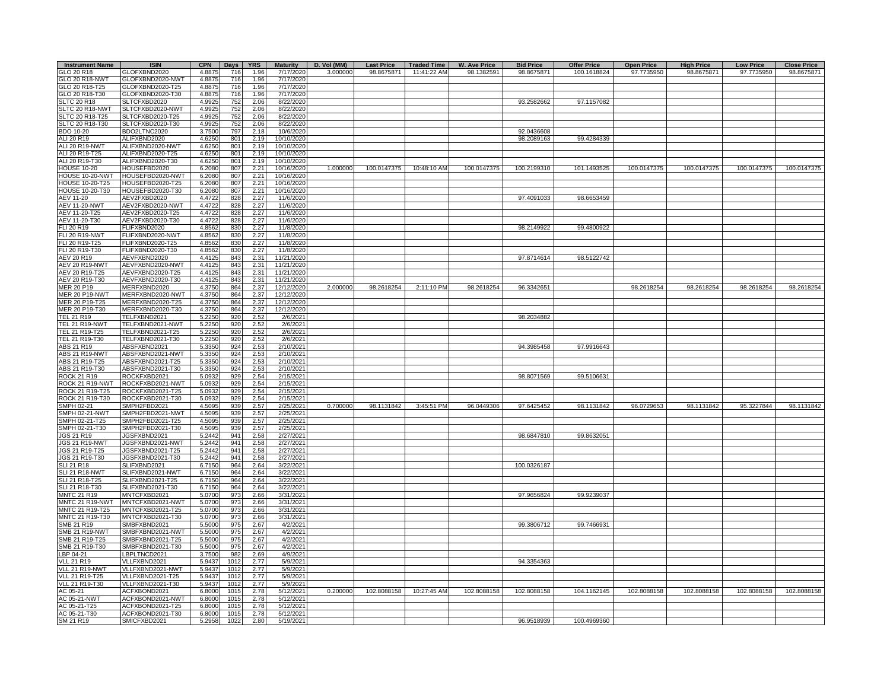| Instrument Name | ISIN | CPN | Days | YRS | Maturity | D. Vol (MM) | Last Price | Traded Time | W. Ave Price | Bid Price | Offer Price | Open Price | High Price | Low Price | Close Price |
|---|---|---|---|---|---|---|---|---|---|---|---|---|---|---|---|
| GLO 20 R18 | GLOFXBND2020 | 4.8875 | 716 | 1.96 | 7/17/2020 | 3.000000 | 98.8675871 | 11:41:22 AM | 98.1382591 | 98.8675871 | 100.1618824 | 97.7735950 | 98.8675871 | 97.7735950 | 98.8675871 |
| GLO 20 R18-NWT | GLOFXBND2020-NWT | 4.8875 | 716 | 1.96 | 7/17/2020 | | | | | | | | | | |
| GLO 20 R18-T25 | GLOFXBND2020-T25 | 4.8875 | 716 | 1.96 | 7/17/2020 | | | | | | | | | | |
| GLO 20 R18-T30 | GLOFXBND2020-T30 | 4.8875 | 716 | 1.96 | 7/17/2020 | | | | | | | | | | |
| SLTC 20 R18 | SLTCFXBD2020 | 4.9925 | 752 | 2.06 | 8/22/2020 | | | | | 93.2582662 | 97.1157082 | | | | |
| SLTC 20 R18-NWT | SLTCFXBD2020-NWT | 4.9925 | 752 | 2.06 | 8/22/2020 | | | | | | | | | | |
| SLTC 20 R18-T25 | SLTCFXBD2020-T25 | 4.9925 | 752 | 2.06 | 8/22/2020 | | | | | | | | | | |
| SLTC 20 R18-T30 | SLTCFXBD2020-T30 | 4.9925 | 752 | 2.06 | 8/22/2020 | | | | | | | | | | |
| BDO 10-20 | BDO2LTNC2020 | 3.7500 | 797 | 2.18 | 10/6/2020 | | | | | 92.0436608 | | | | | |
| ALI 20 R19 | ALIFXBND2020 | 4.6250 | 801 | 2.19 | 10/10/2020 | | | | | 98.2089163 | 99.4284339 | | | | |
| ALI 20 R19-NWT | ALIFXBND2020-NWT | 4.6250 | 801 | 2.19 | 10/10/2020 | | | | | | | | | | |
| ALI 20 R19-T25 | ALIFXBND2020-T25 | 4.6250 | 801 | 2.19 | 10/10/2020 | | | | | | | | | | |
| ALI 20 R19-T30 | ALIFXBND2020-T30 | 4.6250 | 801 | 2.19 | 10/10/2020 | | | | | | | | | | |
| HOUSE 10-20 | HOUSEFBD2020 | 6.2080 | 807 | 2.21 | 10/16/2020 | 1.000000 | 100.0147375 | 10:48:10 AM | 100.0147375 | 100.2199310 | 101.1493525 | 100.0147375 | 100.0147375 | 100.0147375 | 100.0147375 |
| HOUSE 10-20-NWT | HOUSEFBD2020-NWT | 6.2080 | 807 | 2.21 | 10/16/2020 | | | | | | | | | | |
| HOUSE 10-20-T25 | HOUSEFBD2020-T25 | 6.2080 | 807 | 2.21 | 10/16/2020 | | | | | | | | | | |
| HOUSE 10-20-T30 | HOUSEFBD2020-T30 | 6.2080 | 807 | 2.21 | 10/16/2020 | | | | | | | | | | |
| AEV 11-20 | AEV2FXBD2020 | 4.4722 | 828 | 2.27 | 11/6/2020 | | | | | 97.4091033 | 98.6653459 | | | | |
| AEV 11-20-NWT | AEV2FXBD2020-NWT | 4.4722 | 828 | 2.27 | 11/6/2020 | | | | | | | | | | |
| AEV 11-20-T25 | AEV2FXBD2020-T25 | 4.4722 | 828 | 2.27 | 11/6/2020 | | | | | | | | | | |
| AEV 11-20-T30 | AEV2FXBD2020-T30 | 4.4722 | 828 | 2.27 | 11/6/2020 | | | | | | | | | | |
| FLI 20 R19 | FLIFXBND2020 | 4.8562 | 830 | 2.27 | 11/8/2020 | | | | | 98.2149922 | 99.4800922 | | | | |
| FLI 20 R19-NWT | FLIFXBND2020-NWT | 4.8562 | 830 | 2.27 | 11/8/2020 | | | | | | | | | | |
| FLI 20 R19-T25 | FLIFXBND2020-T25 | 4.8562 | 830 | 2.27 | 11/8/2020 | | | | | | | | | | |
| FLI 20 R19-T30 | FLIFXBND2020-T30 | 4.8562 | 830 | 2.27 | 11/8/2020 | | | | | | | | | | |
| AEV 20 R19 | AEVFXBND2020 | 4.4125 | 843 | 2.31 | 11/21/2020 | | | | | 97.8714614 | 98.5122742 | | | | |
| AEV 20 R19-NWT | AEVFXBND2020-NWT | 4.4125 | 843 | 2.31 | 11/21/2020 | | | | | | | | | | |
| AEV 20 R19-T25 | AEVFXBND2020-T25 | 4.4125 | 843 | 2.31 | 11/21/2020 | | | | | | | | | | |
| AEV 20 R19-T30 | AEVFXBND2020-T30 | 4.4125 | 843 | 2.31 | 11/21/2020 | | | | | | | | | | |
| MER 20 P19 | MERFXBND2020 | 4.3750 | 864 | 2.37 | 12/12/2020 | 2.000000 | 98.2618254 | 2:11:10 PM | 98.2618254 | 96.3342651 | | 98.2618254 | 98.2618254 | 98.2618254 | 98.2618254 |
| MER 20 P19-NWT | MERFXBND2020-NWT | 4.3750 | 864 | 2.37 | 12/12/2020 | | | | | | | | | | |
| MER 20 P19-T25 | MERFXBND2020-T25 | 4.3750 | 864 | 2.37 | 12/12/2020 | | | | | | | | | | |
| MER 20 P19-T30 | MERFXBND2020-T30 | 4.3750 | 864 | 2.37 | 12/12/2020 | | | | | | | | | | |
| TEL 21 R19 | TELFXBND2021 | 5.2250 | 920 | 2.52 | 2/6/2021 | | | | | 98.2034882 | | | | | |
| TEL 21 R19-NWT | TELFXBND2021-NWT | 5.2250 | 920 | 2.52 | 2/6/2021 | | | | | | | | | | |
| TEL 21 R19-T25 | TELFXBND2021-T25 | 5.2250 | 920 | 2.52 | 2/6/2021 | | | | | | | | | | |
| TEL 21 R19-T30 | TELFXBND2021-T30 | 5.2250 | 920 | 2.52 | 2/6/2021 | | | | | | | | | | |
| ABS 21 R19 | ABSFXBND2021 | 5.3350 | 924 | 2.53 | 2/10/2021 | | | | | 94.3985458 | 97.9916643 | | | | |
| ABS 21 R19-NWT | ABSFXBND2021-NWT | 5.3350 | 924 | 2.53 | 2/10/2021 | | | | | | | | | | |
| ABS 21 R19-T25 | ABSFXBND2021-T25 | 5.3350 | 924 | 2.53 | 2/10/2021 | | | | | | | | | | |
| ABS 21 R19-T30 | ABSFXBND2021-T30 | 5.3350 | 924 | 2.53 | 2/10/2021 | | | | | | | | | | |
| ROCK 21 R19 | ROCKFXBD2021 | 5.0932 | 929 | 2.54 | 2/15/2021 | | | | | 98.8071569 | 99.5106631 | | | | |
| ROCK 21 R19-NWT | ROCKFXBD2021-NWT | 5.0932 | 929 | 2.54 | 2/15/2021 | | | | | | | | | | |
| ROCK 21 R19-T25 | ROCKFXBD2021-T25 | 5.0932 | 929 | 2.54 | 2/15/2021 | | | | | | | | | | |
| ROCK 21 R19-T30 | ROCKFXBD2021-T30 | 5.0932 | 929 | 2.54 | 2/15/2021 | | | | | | | | | | |
| SMPH 02-21 | SMPH2FBD2021 | 4.5095 | 939 | 2.57 | 2/25/2021 | 0.700000 | 98.1131842 | 3:45:51 PM | 96.0449306 | 97.6425452 | 98.1131842 | 96.0729653 | 98.1131842 | 95.3227844 | 98.1131842 |
| SMPH 02-21-NWT | SMPH2FBD2021-NWT | 4.5095 | 939 | 2.57 | 2/25/2021 | | | | | | | | | | |
| SMPH 02-21-T25 | SMPH2FBD2021-T25 | 4.5095 | 939 | 2.57 | 2/25/2021 | | | | | | | | | | |
| SMPH 02-21-T30 | SMPH2FBD2021-T30 | 4.5095 | 939 | 2.57 | 2/25/2021 | | | | | | | | | | |
| JGS 21 R19 | JGSFXBND2021 | 5.2442 | 941 | 2.58 | 2/27/2021 | | | | | 98.6847810 | 99.8632051 | | | | |
| JGS 21 R19-NWT | JGSFXBND2021-NWT | 5.2442 | 941 | 2.58 | 2/27/2021 | | | | | | | | | | |
| JGS 21 R19-T25 | JGSFXBND2021-T25 | 5.2442 | 941 | 2.58 | 2/27/2021 | | | | | | | | | | |
| JGS 21 R19-T30 | JGSFXBND2021-T30 | 5.2442 | 941 | 2.58 | 2/27/2021 | | | | | | | | | | |
| SLI 21 R18 | SLIFXBND2021 | 6.7150 | 964 | 2.64 | 3/22/2021 | | | | | 100.0326187 | | | | | |
| SLI 21 R18-NWT | SLIFXBND2021-NWT | 6.7150 | 964 | 2.64 | 3/22/2021 | | | | | | | | | | |
| SLI 21 R18-T25 | SLIFXBND2021-T25 | 6.7150 | 964 | 2.64 | 3/22/2021 | | | | | | | | | | |
| SLI 21 R18-T30 | SLIFXBND2021-T30 | 6.7150 | 964 | 2.64 | 3/22/2021 | | | | | | | | | | |
| MNTC 21 R19 | MNTCFXBD2021 | 5.0700 | 973 | 2.66 | 3/31/2021 | | | | | 97.9656824 | 99.9239037 | | | | |
| MNTC 21 R19-NWT | MNTCFXBD2021-NWT | 5.0700 | 973 | 2.66 | 3/31/2021 | | | | | | | | | | |
| MNTC 21 R19-T25 | MNTCFXBD2021-T25 | 5.0700 | 973 | 2.66 | 3/31/2021 | | | | | | | | | | |
| MNTC 21 R19-T30 | MNTCFXBD2021-T30 | 5.0700 | 973 | 2.66 | 3/31/2021 | | | | | | | | | | |
| SMB 21 R19 | SMBFXBND2021 | 5.5000 | 975 | 2.67 | 4/2/2021 | | | | | 99.3806712 | 99.7466931 | | | | |
| SMB 21 R19-NWT | SMBFXBND2021-NWT | 5.5000 | 975 | 2.67 | 4/2/2021 | | | | | | | | | | |
| SMB 21 R19-T25 | SMBFXBND2021-T25 | 5.5000 | 975 | 2.67 | 4/2/2021 | | | | | | | | | | |
| SMB 21 R19-T30 | SMBFXBND2021-T30 | 5.5000 | 975 | 2.67 | 4/2/2021 | | | | | | | | | | |
| LBP 04-21 | LBPLTNCD2021 | 3.7500 | 982 | 2.69 | 4/9/2021 | | | | | | | | | | |
| VLL 21 R19 | VLLFXBND2021 | 5.9437 | 1012 | 2.77 | 5/9/2021 | | | | | 94.3354363 | | | | | |
| VLL 21 R19-NWT | VLLFXBND2021-NWT | 5.9437 | 1012 | 2.77 | 5/9/2021 | | | | | | | | | | |
| VLL 21 R19-T25 | VLLFXBND2021-T25 | 5.9437 | 1012 | 2.77 | 5/9/2021 | | | | | | | | | | |
| VLL 21 R19-T30 | VLLFXBND2021-T30 | 5.9437 | 1012 | 2.77 | 5/9/2021 | | | | | | | | | | |
| AC 05-21 | ACFXBOND2021 | 6.8000 | 1015 | 2.78 | 5/12/2021 | 0.200000 | 102.8088158 | 10:27:45 AM | 102.8088158 | 102.8088158 | 104.1162145 | 102.8088158 | 102.8088158 | 102.8088158 | 102.8088158 |
| AC 05-21-NWT | ACFXBOND2021-NWT | 6.8000 | 1015 | 2.78 | 5/12/2021 | | | | | | | | | | |
| AC 05-21-T25 | ACFXBOND2021-T25 | 6.8000 | 1015 | 2.78 | 5/12/2021 | | | | | | | | | | |
| AC 05-21-T30 | ACFXBOND2021-T30 | 6.8000 | 1015 | 2.78 | 5/12/2021 | | | | | | | | | | |
| SM 21 R19 | SMICFXBD2021 | 5.2958 | 1022 | 2.80 | 5/19/2021 | | | | | 96.9518939 | 100.4969360 | | | | |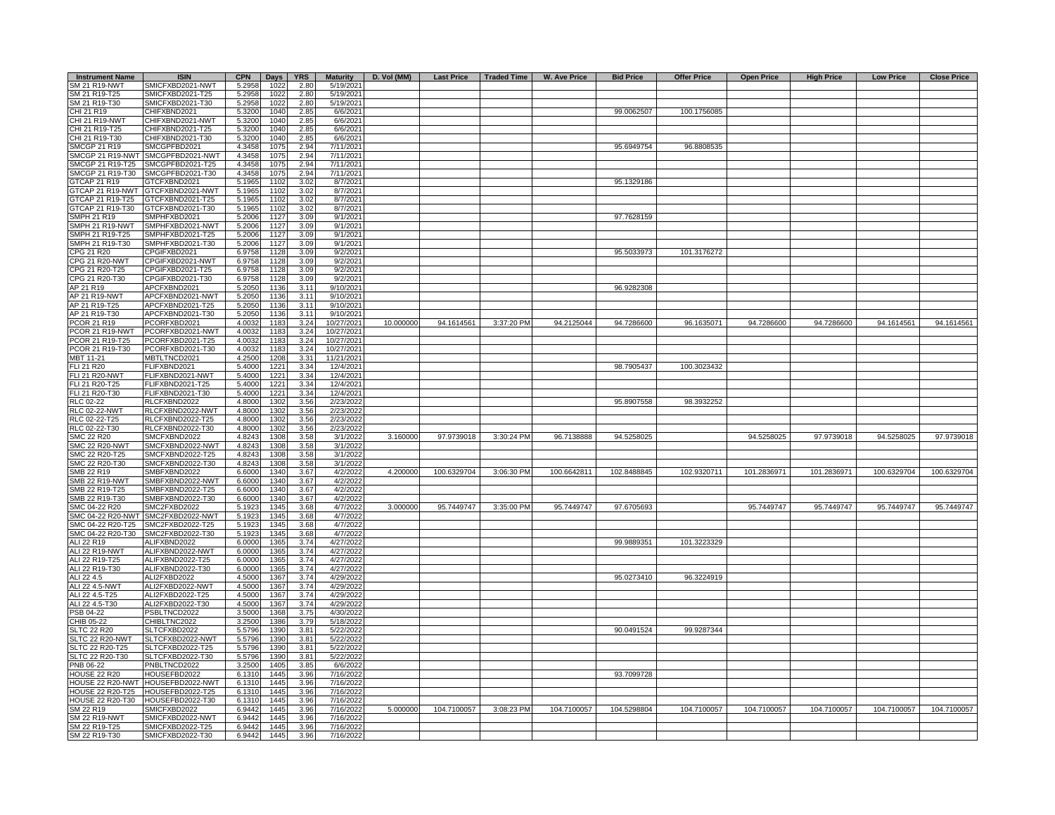| Instrument Name | ISIN | CPN | Days | YRS | Maturity | D. Vol (MM) | Last Price | Traded Time | W. Ave Price | Bid Price | Offer Price | Open Price | High Price | Low Price | Close Price |
|---|---|---|---|---|---|---|---|---|---|---|---|---|---|---|---|
| SM 21 R19-NWT | SMICFXBD2021-NWT | 5.2958 | 1022 | 2.80 | 5/19/2021 | | | | | | | | | | |
| SM 21 R19-T25 | SMICFXBD2021-T25 | 5.2958 | 1022 | 2.80 | 5/19/2021 | | | | | | | | | | |
| SM 21 R19-T30 | SMICFXBD2021-T30 | 5.2958 | 1022 | 2.80 | 5/19/2021 | | | | | | | | | | |
| CHI 21 R19 | CHIFXBND2021 | 5.3200 | 1040 | 2.85 | 6/6/2021 | | | | | 99.0062507 | 100.1756085 | | | | |
| CHI 21 R19-NWT | CHIFXBND2021-NWT | 5.3200 | 1040 | 2.85 | 6/6/2021 | | | | | | | | | | |
| CHI 21 R19-T25 | CHIFXBND2021-T25 | 5.3200 | 1040 | 2.85 | 6/6/2021 | | | | | | | | | | |
| CHI 21 R19-T30 | CHIFXBND2021-T30 | 5.3200 | 1040 | 2.85 | 6/6/2021 | | | | | | | | | | |
| SMCGP 21 R19 | SMCGPFBD2021 | 4.3458 | 1075 | 2.94 | 7/11/2021 | | | | | 95.6949754 | 96.8808535 | | | | |
| SMCGP 21 R19-NWT | SMCGPFBD2021-NWT | 4.3458 | 1075 | 2.94 | 7/11/2021 | | | | | | | | | | |
| SMCGP 21 R19-T25 | SMCGPFBD2021-T25 | 4.3458 | 1075 | 2.94 | 7/11/2021 | | | | | | | | | | |
| SMCGP 21 R19-T30 | SMCGPFBD2021-T30 | 4.3458 | 1075 | 2.94 | 7/11/2021 | | | | | | | | | | |
| GTCAP 21 R19 | GTCFXBND2021 | 5.1965 | 1102 | 3.02 | 8/7/2021 | | | | | 95.1329186 | | | | | |
| GTCAP 21 R19-NWT | GTCFXBND2021-NWT | 5.1965 | 1102 | 3.02 | 8/7/2021 | | | | | | | | | | |
| GTCAP 21 R19-T25 | GTCFXBND2021-T25 | 5.1965 | 1102 | 3.02 | 8/7/2021 | | | | | | | | | | |
| GTCAP 21 R19-T30 | GTCFXBND2021-T30 | 5.1965 | 1102 | 3.02 | 8/7/2021 | | | | | | | | | | |
| SMPH 21 R19 | SMPHFXBD2021 | 5.2006 | 1127 | 3.09 | 9/1/2021 | | | | | 97.7628159 | | | | | |
| SMPH 21 R19-NWT | SMPHFXBD2021-NWT | 5.2006 | 1127 | 3.09 | 9/1/2021 | | | | | | | | | | |
| SMPH 21 R19-T25 | SMPHFXBD2021-T25 | 5.2006 | 1127 | 3.09 | 9/1/2021 | | | | | | | | | | |
| SMPH 21 R19-T30 | SMPHFXBD2021-T30 | 5.2006 | 1127 | 3.09 | 9/1/2021 | | | | | | | | | | |
| CPG 21 R20 | CPGIFXBD2021 | 6.9758 | 1128 | 3.09 | 9/2/2021 | | | | | 95.5033973 | 101.3176272 | | | | |
| CPG 21 R20-NWT | CPGIFXBD2021-NWT | 6.9758 | 1128 | 3.09 | 9/2/2021 | | | | | | | | | | |
| CPG 21 R20-T25 | CPGIFXBD2021-T25 | 6.9758 | 1128 | 3.09 | 9/2/2021 | | | | | | | | | | |
| CPG 21 R20-T30 | CPGIFXBD2021-T30 | 6.9758 | 1128 | 3.09 | 9/2/2021 | | | | | | | | | | |
| AP 21 R19 | APCFXBND2021 | 5.2050 | 1136 | 3.11 | 9/10/2021 | | | | | 96.9282308 | | | | | |
| AP 21 R19-NWT | APCFXBND2021-NWT | 5.2050 | 1136 | 3.11 | 9/10/2021 | | | | | | | | | | |
| AP 21 R19-T25 | APCFXBND2021-T25 | 5.2050 | 1136 | 3.11 | 9/10/2021 | | | | | | | | | | |
| AP 21 R19-T30 | APCFXBND2021-T30 | 5.2050 | 1136 | 3.11 | 9/10/2021 | | | | | | | | | | |
| PCOR 21 R19 | PCORFXBD2021 | 4.0032 | 1183 | 3.24 | 10/27/2021 | 10.000000 | 94.1614561 | 3:37:20 PM | 94.2125044 | 94.7286600 | 96.1635071 | 94.7286600 | 94.7286600 | 94.1614561 | 94.1614561 |
| PCOR 21 R19-NWT | PCORFXBD2021-NWT | 4.0032 | 1183 | 3.24 | 10/27/2021 | | | | | | | | | | |
| PCOR 21 R19-T25 | PCORFXBD2021-T25 | 4.0032 | 1183 | 3.24 | 10/27/2021 | | | | | | | | | | |
| PCOR 21 R19-T30 | PCORFXBD2021-T30 | 4.0032 | 1183 | 3.24 | 10/27/2021 | | | | | | | | | | |
| MBT 11-21 | MBTLTNCD2021 | 4.2500 | 1208 | 3.31 | 11/21/2021 | | | | | | | | | | |
| FLI 21 R20 | FLIFXBND2021 | 5.4000 | 1221 | 3.34 | 12/4/2021 | | | | | 98.7905437 | 100.3023432 | | | | |
| FLI 21 R20-NWT | FLIFXBND2021-NWT | 5.4000 | 1221 | 3.34 | 12/4/2021 | | | | | | | | | | |
| FLI 21 R20-T25 | FLIFXBND2021-T25 | 5.4000 | 1221 | 3.34 | 12/4/2021 | | | | | | | | | | |
| FLI 21 R20-T30 | FLIFXBND2021-T30 | 5.4000 | 1221 | 3.34 | 12/4/2021 | | | | | | | | | | |
| RLC 02-22 | RLCFXBND2022 | 4.8000 | 1302 | 3.56 | 2/23/2022 | | | | | 95.8907558 | 98.3932252 | | | | |
| RLC 02-22-NWT | RLCFXBND2022-NWT | 4.8000 | 1302 | 3.56 | 2/23/2022 | | | | | | | | | | |
| RLC 02-22-T25 | RLCFXBND2022-T25 | 4.8000 | 1302 | 3.56 | 2/23/2022 | | | | | | | | | | |
| RLC 02-22-T30 | RLCFXBND2022-T30 | 4.8000 | 1302 | 3.56 | 2/23/2022 | | | | | | | | | | |
| SMC 22 R20 | SMCFXBND2022 | 4.8243 | 1308 | 3.58 | 3/1/2022 | 3.160000 | 97.9739018 | 3:30:24 PM | 96.7138888 | 94.5258025 | | 94.5258025 | 97.9739018 | 94.5258025 | 97.9739018 |
| SMC 22 R20-NWT | SMCFXBND2022-NWT | 4.8243 | 1308 | 3.58 | 3/1/2022 | | | | | | | | | | |
| SMC 22 R20-T25 | SMCFXBND2022-T25 | 4.8243 | 1308 | 3.58 | 3/1/2022 | | | | | | | | | | |
| SMC 22 R20-T30 | SMCFXBND2022-T30 | 4.8243 | 1308 | 3.58 | 3/1/2022 | | | | | | | | | | |
| SMB 22 R19 | SMBFXBND2022 | 6.6000 | 1340 | 3.67 | 4/2/2022 | 4.200000 | 100.6329704 | 3:06:30 PM | 100.6642811 | 102.8488845 | 102.9320711 | 101.2836971 | 101.2836971 | 100.6329704 | 100.6329704 |
| SMB 22 R19-NWT | SMBFXBND2022-NWT | 6.6000 | 1340 | 3.67 | 4/2/2022 | | | | | | | | | | |
| SMB 22 R19-T25 | SMBFXBND2022-T25 | 6.6000 | 1340 | 3.67 | 4/2/2022 | | | | | | | | | | |
| SMB 22 R19-T30 | SMBFXBND2022-T30 | 6.6000 | 1340 | 3.67 | 4/2/2022 | | | | | | | | | | |
| SMC 04-22 R20 | SMC2FXBD2022 | 5.1923 | 1345 | 3.68 | 4/7/2022 | 3.000000 | 95.7449747 | 3:35:00 PM | 95.7449747 | 97.6705693 | | 95.7449747 | 95.7449747 | 95.7449747 | 95.7449747 |
| SMC 04-22 R20-NWT | SMC2FXBD2022-NWT | 5.1923 | 1345 | 3.68 | 4/7/2022 | | | | | | | | | | |
| SMC 04-22 R20-T25 | SMC2FXBD2022-T25 | 5.1923 | 1345 | 3.68 | 4/7/2022 | | | | | | | | | | |
| SMC 04-22 R20-T30 | SMC2FXBD2022-T30 | 5.1923 | 1345 | 3.68 | 4/7/2022 | | | | | | | | | | |
| ALI 22 R19 | ALIFXBND2022 | 6.0000 | 1365 | 3.74 | 4/27/2022 | | | | | 99.9889351 | 101.3223329 | | | | |
| ALI 22 R19-NWT | ALIFXBND2022-NWT | 6.0000 | 1365 | 3.74 | 4/27/2022 | | | | | | | | | | |
| ALI 22 R19-T25 | ALIFXBND2022-T25 | 6.0000 | 1365 | 3.74 | 4/27/2022 | | | | | | | | | | |
| ALI 22 R19-T30 | ALIFXBND2022-T30 | 6.0000 | 1365 | 3.74 | 4/27/2022 | | | | | | | | | | |
| ALI 22 4.5 | ALI2FXBD2022 | 4.5000 | 1367 | 3.74 | 4/29/2022 | | | | | 95.0273410 | 96.3224919 | | | | |
| ALI 22 4.5-NWT | ALI2FXBD2022-NWT | 4.5000 | 1367 | 3.74 | 4/29/2022 | | | | | | | | | | |
| ALI 22 4.5-T25 | ALI2FXBD2022-T25 | 4.5000 | 1367 | 3.74 | 4/29/2022 | | | | | | | | | | |
| ALI 22 4.5-T30 | ALI2FXBD2022-T30 | 4.5000 | 1367 | 3.74 | 4/29/2022 | | | | | | | | | | |
| PSB 04-22 | PSBLTNCD2022 | 3.5000 | 1368 | 3.75 | 4/30/2022 | | | | | | | | | | |
| CHIB 05-22 | CHIBLTNC2022 | 3.2500 | 1386 | 3.79 | 5/18/2022 | | | | | | | | | | |
| SLTC 22 R20 | SLTCFXBD2022 | 5.5796 | 1390 | 3.81 | 5/22/2022 | | | | | 90.0491524 | 99.9287344 | | | | |
| SLTC 22 R20-NWT | SLTCFXBD2022-NWT | 5.5796 | 1390 | 3.81 | 5/22/2022 | | | | | | | | | | |
| SLTC 22 R20-T25 | SLTCFXBD2022-T25 | 5.5796 | 1390 | 3.81 | 5/22/2022 | | | | | | | | | | |
| SLTC 22 R20-T30 | SLTCFXBD2022-T30 | 5.5796 | 1390 | 3.81 | 5/22/2022 | | | | | | | | | | |
| PNB 06-22 | PNBLTNCD2022 | 3.2500 | 1405 | 3.85 | 6/6/2022 | | | | | | | | | | |
| HOUSE 22 R20 | HOUSEFBD2022 | 6.1310 | 1445 | 3.96 | 7/16/2022 | | | | | 93.7099728 | | | | | |
| HOUSE 22 R20-NWT | HOUSEFBD2022-NWT | 6.1310 | 1445 | 3.96 | 7/16/2022 | | | | | | | | | | |
| HOUSE 22 R20-T25 | HOUSEFBD2022-T25 | 6.1310 | 1445 | 3.96 | 7/16/2022 | | | | | | | | | | |
| HOUSE 22 R20-T30 | HOUSEFBD2022-T30 | 6.1310 | 1445 | 3.96 | 7/16/2022 | | | | | | | | | | |
| SM 22 R19 | SMICFXBD2022 | 6.9442 | 1445 | 3.96 | 7/16/2022 | 5.000000 | 104.7100057 | 3:08:23 PM | 104.7100057 | 104.5298804 | 104.7100057 | 104.7100057 | 104.7100057 | 104.7100057 | 104.7100057 |
| SM 22 R19-NWT | SMICFXBD2022-NWT | 6.9442 | 1445 | 3.96 | 7/16/2022 | | | | | | | | | | |
| SM 22 R19-T25 | SMICFXBD2022-T25 | 6.9442 | 1445 | 3.96 | 7/16/2022 | | | | | | | | | | |
| SM 22 R19-T30 | SMICFXBD2022-T30 | 6.9442 | 1445 | 3.96 | 7/16/2022 | | | | | | | | | | |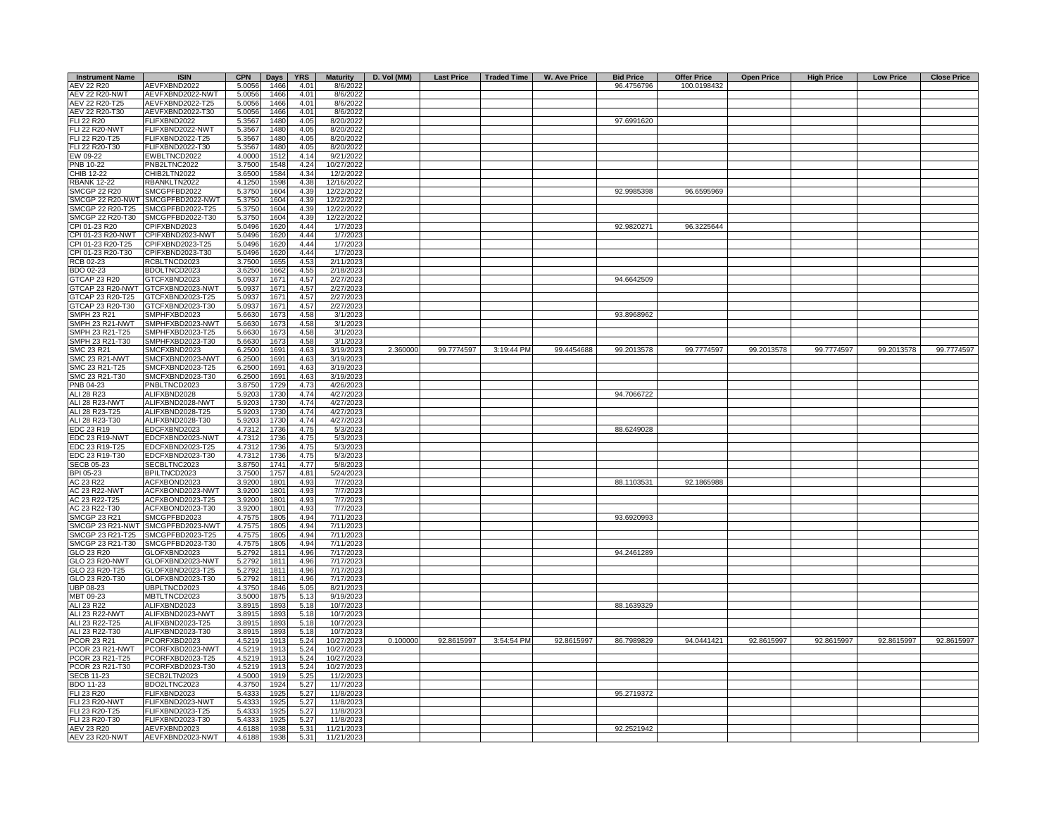| Instrument Name | ISIN | CPN | Days | YRS | Maturity | D. Vol (MM) | Last Price | Traded Time | W. Ave Price | Bid Price | Offer Price | Open Price | High Price | Low Price | Close Price |
|---|---|---|---|---|---|---|---|---|---|---|---|---|---|---|---|
| AEV 22 R20 | AEVFXBND2022 | 5.0056 | 1466 | 4.01 | 8/6/2022 | | | | | 96.4756796 | 100.0198432 | | | | |
| AEV 22 R20-NWT | AEVFXBND2022-NWT | 5.0056 | 1466 | 4.01 | 8/6/2022 | | | | | | | | | | |
| AEV 22 R20-T25 | AEVFXBND2022-T25 | 5.0056 | 1466 | 4.01 | 8/6/2022 | | | | | | | | | | |
| AEV 22 R20-T30 | AEVFXBND2022-T30 | 5.0056 | 1466 | 4.01 | 8/6/2022 | | | | | | | | | | |
| FLI 22 R20 | FLIFXBND2022 | 5.3567 | 1480 | 4.05 | 8/20/2022 | | | | | 97.6991620 | | | | | |
| FLI 22 R20-NWT | FLIFXBND2022-NWT | 5.3567 | 1480 | 4.05 | 8/20/2022 | | | | | | | | | | |
| FLI 22 R20-T25 | FLIFXBND2022-T25 | 5.3567 | 1480 | 4.05 | 8/20/2022 | | | | | | | | | | |
| FLI 22 R20-T30 | FLIFXBND2022-T30 | 5.3567 | 1480 | 4.05 | 8/20/2022 | | | | | | | | | | |
| EW 09-22 | EWBLTNCD2022 | 4.0000 | 1512 | 4.14 | 9/21/2022 | | | | | | | | | | |
| PNB 10-22 | PNB2LTNC2022 | 3.7500 | 1548 | 4.24 | 10/27/2022 | | | | | | | | | | |
| CHIB 12-22 | CHIB2LTN2022 | 3.6500 | 1584 | 4.34 | 12/2/2022 | | | | | | | | | | |
| RBANK 12-22 | RBANKLTN2022 | 4.1250 | 1598 | 4.38 | 12/16/2022 | | | | | | | | | | |
| SMCGP 22 R20 | SMCGPFBD2022 | 5.3750 | 1604 | 4.39 | 12/22/2022 | | | | | 92.9985398 | 96.6595969 | | | | |
| SMCGP 22 R20-NWT | SMCGPFBD2022-NWT | 5.3750 | 1604 | 4.39 | 12/22/2022 | | | | | | | | | | |
| SMCGP 22 R20-T25 | SMCGPFBD2022-T25 | 5.3750 | 1604 | 4.39 | 12/22/2022 | | | | | | | | | | |
| SMCGP 22 R20-T30 | SMCGPFBD2022-T30 | 5.3750 | 1604 | 4.39 | 12/22/2022 | | | | | | | | | | |
| CPI 01-23 R20 | CPIFXBND2023 | 5.0496 | 1620 | 4.44 | 1/7/2023 | | | | | 92.9820271 | 96.3225644 | | | | |
| CPI 01-23 R20-NWT | CPIFXBND2023-NWT | 5.0496 | 1620 | 4.44 | 1/7/2023 | | | | | | | | | | |
| CPI 01-23 R20-T25 | CPIFXBND2023-T25 | 5.0496 | 1620 | 4.44 | 1/7/2023 | | | | | | | | | | |
| CPI 01-23 R20-T30 | CPIFXBND2023-T30 | 5.0496 | 1620 | 4.44 | 1/7/2023 | | | | | | | | | | |
| RCB 02-23 | RCBLTNCD2023 | 3.7500 | 1655 | 4.53 | 2/11/2023 | | | | | | | | | | |
| BDO 02-23 | BDOLTNCD2023 | 3.6250 | 1662 | 4.55 | 2/18/2023 | | | | | | | | | | |
| GTCAP 23 R20 | GTCFXBND2023 | 5.0937 | 1671 | 4.57 | 2/27/2023 | | | | | 94.6642509 | | | | | |
| GTCAP 23 R20-NWT | GTCFXBND2023-NWT | 5.0937 | 1671 | 4.57 | 2/27/2023 | | | | | | | | | | |
| GTCAP 23 R20-T25 | GTCFXBND2023-T25 | 5.0937 | 1671 | 4.57 | 2/27/2023 | | | | | | | | | | |
| GTCAP 23 R20-T30 | GTCFXBND2023-T30 | 5.0937 | 1671 | 4.57 | 2/27/2023 | | | | | | | | | | |
| SMPH 23 R21 | SMPHFXBD2023 | 5.6630 | 1673 | 4.58 | 3/1/2023 | | | | | 93.8968962 | | | | | |
| SMPH 23 R21-NWT | SMPHFXBD2023-NWT | 5.6630 | 1673 | 4.58 | 3/1/2023 | | | | | | | | | | |
| SMPH 23 R21-T25 | SMPHFXBD2023-T25 | 5.6630 | 1673 | 4.58 | 3/1/2023 | | | | | | | | | | |
| SMPH 23 R21-T30 | SMPHFXBD2023-T30 | 5.6630 | 1673 | 4.58 | 3/1/2023 | | | | | | | | | | |
| SMC 23 R21 | SMCFXBND2023 | 6.2500 | 1691 | 4.63 | 3/19/2023 | 2.360000 | 99.7774597 | 3:19:44 PM | 99.4454688 | 99.2013578 | 99.7774597 | 99.2013578 | 99.7774597 | 99.2013578 | 99.7774597 |
| SMC 23 R21-NWT | SMCFXBND2023-NWT | 6.2500 | 1691 | 4.63 | 3/19/2023 | | | | | | | | | | |
| SMC 23 R21-T25 | SMCFXBND2023-T25 | 6.2500 | 1691 | 4.63 | 3/19/2023 | | | | | | | | | | |
| SMC 23 R21-T30 | SMCFXBND2023-T30 | 6.2500 | 1691 | 4.63 | 3/19/2023 | | | | | | | | | | |
| PNB 04-23 | PNBLTNCD2023 | 3.8750 | 1729 | 4.73 | 4/26/2023 | | | | | | | | | | |
| ALI 28 R23 | ALIFXBND2028 | 5.9203 | 1730 | 4.74 | 4/27/2023 | | | | | 94.7066722 | | | | | |
| ALI 28 R23-NWT | ALIFXBND2028-NWT | 5.9203 | 1730 | 4.74 | 4/27/2023 | | | | | | | | | | |
| ALI 28 R23-T25 | ALIFXBND2028-T25 | 5.9203 | 1730 | 4.74 | 4/27/2023 | | | | | | | | | | |
| ALI 28 R23-T30 | ALIFXBND2028-T30 | 5.9203 | 1730 | 4.74 | 4/27/2023 | | | | | | | | | | |
| EDC 23 R19 | EDCFXBND2023 | 4.7312 | 1736 | 4.75 | 5/3/2023 | | | | | 88.6249028 | | | | | |
| EDC 23 R19-NWT | EDCFXBND2023-NWT | 4.7312 | 1736 | 4.75 | 5/3/2023 | | | | | | | | | | |
| EDC 23 R19-T25 | EDCFXBND2023-T25 | 4.7312 | 1736 | 4.75 | 5/3/2023 | | | | | | | | | | |
| EDC 23 R19-T30 | EDCFXBND2023-T30 | 4.7312 | 1736 | 4.75 | 5/3/2023 | | | | | | | | | | |
| SECB 05-23 | SECBLTNC2023 | 3.8750 | 1741 | 4.77 | 5/8/2023 | | | | | | | | | | |
| BPI 05-23 | BPILTNCD2023 | 3.7500 | 1757 | 4.81 | 5/24/2023 | | | | | | | | | | |
| AC 23 R22 | ACFXBOND2023 | 3.9200 | 1801 | 4.93 | 7/7/2023 | | | | | 88.1103531 | 92.1865988 | | | | |
| AC 23 R22-NWT | ACFXBOND2023-NWT | 3.9200 | 1801 | 4.93 | 7/7/2023 | | | | | | | | | | |
| AC 23 R22-T25 | ACFXBOND2023-T25 | 3.9200 | 1801 | 4.93 | 7/7/2023 | | | | | | | | | | |
| AC 23 R22-T30 | ACFXBOND2023-T30 | 3.9200 | 1801 | 4.93 | 7/7/2023 | | | | | | | | | | |
| SMCGP 23 R21 | SMCGPFBD2023 | 4.7575 | 1805 | 4.94 | 7/11/2023 | | | | | 93.6920993 | | | | | |
| SMCGP 23 R21-NWT | SMCGPFBD2023-NWT | 4.7575 | 1805 | 4.94 | 7/11/2023 | | | | | | | | | | |
| SMCGP 23 R21-T25 | SMCGPFBD2023-T25 | 4.7575 | 1805 | 4.94 | 7/11/2023 | | | | | | | | | | |
| SMCGP 23 R21-T30 | SMCGPFBD2023-T30 | 4.7575 | 1805 | 4.94 | 7/11/2023 | | | | | | | | | | |
| GLO 23 R20 | GLOFXBND2023 | 5.2792 | 1811 | 4.96 | 7/17/2023 | | | | | 94.2461289 | | | | | |
| GLO 23 R20-NWT | GLOFXBND2023-NWT | 5.2792 | 1811 | 4.96 | 7/17/2023 | | | | | | | | | | |
| GLO 23 R20-T25 | GLOFXBND2023-T25 | 5.2792 | 1811 | 4.96 | 7/17/2023 | | | | | | | | | | |
| GLO 23 R20-T30 | GLOFXBND2023-T30 | 5.2792 | 1811 | 4.96 | 7/17/2023 | | | | | | | | | | |
| UBP 08-23 | UBPLTNCD2023 | 4.3750 | 1846 | 5.05 | 8/21/2023 | | | | | | | | | | |
| MBT 09-23 | MBTLTNCD2023 | 3.5000 | 1875 | 5.13 | 9/19/2023 | | | | | | | | | | |
| ALI 23 R22 | ALIFXBND2023 | 3.8915 | 1893 | 5.18 | 10/7/2023 | | | | | 88.1639329 | | | | | |
| ALI 23 R22-NWT | ALIFXBND2023-NWT | 3.8915 | 1893 | 5.18 | 10/7/2023 | | | | | | | | | | |
| ALI 23 R22-T25 | ALIFXBND2023-T25 | 3.8915 | 1893 | 5.18 | 10/7/2023 | | | | | | | | | | |
| ALI 23 R22-T30 | ALIFXBND2023-T30 | 3.8915 | 1893 | 5.18 | 10/7/2023 | | | | | | | | | | |
| PCOR 23 R21 | PCORFXBD2023 | 4.5219 | 1913 | 5.24 | 10/27/2023 | 0.100000 | 92.8615997 | 3:54:54 PM | 92.8615997 | 86.7989829 | 94.0441421 | 92.8615997 | 92.8615997 | 92.8615997 | 92.8615997 |
| PCOR 23 R21-NWT | PCORFXBD2023-NWT | 4.5219 | 1913 | 5.24 | 10/27/2023 | | | | | | | | | | |
| PCOR 23 R21-T25 | PCORFXBD2023-T25 | 4.5219 | 1913 | 5.24 | 10/27/2023 | | | | | | | | | | |
| PCOR 23 R21-T30 | PCORFXBD2023-T30 | 4.5219 | 1913 | 5.24 | 10/27/2023 | | | | | | | | | | |
| SECB 11-23 | SECB2LTN2023 | 4.5000 | 1919 | 5.25 | 11/2/2023 | | | | | | | | | | |
| BDO 11-23 | BDO2LTNC2023 | 4.3750 | 1924 | 5.27 | 11/7/2023 | | | | | | | | | | |
| FLI 23 R20 | FLIFXBND2023 | 5.4333 | 1925 | 5.27 | 11/8/2023 | | | | | 95.2719372 | | | | | |
| FLI 23 R20-NWT | FLIFXBND2023-NWT | 5.4333 | 1925 | 5.27 | 11/8/2023 | | | | | | | | | | |
| FLI 23 R20-T25 | FLIFXBND2023-T25 | 5.4333 | 1925 | 5.27 | 11/8/2023 | | | | | | | | | | |
| FLI 23 R20-T30 | FLIFXBND2023-T30 | 5.4333 | 1925 | 5.27 | 11/8/2023 | | | | | | | | | | |
| AEV 23 R20 | AEVFXBND2023 | 4.6188 | 1938 | 5.31 | 11/21/2023 | | | | | 92.2521942 | | | | | |
| AEV 23 R20-NWT | AEVFXBND2023-NWT | 4.6188 | 1938 | 5.31 | 11/21/2023 | | | | | | | | | | |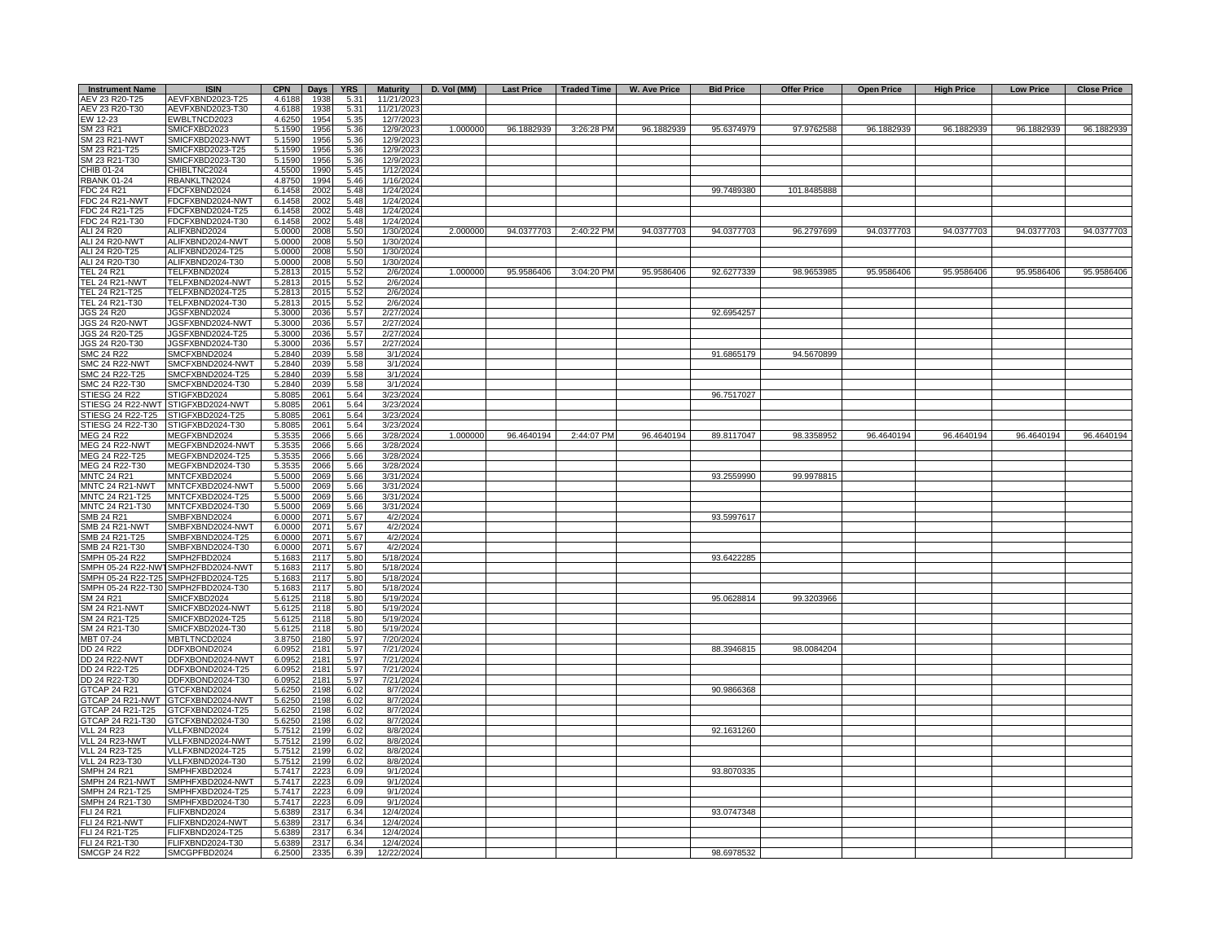| Instrument Name | ISIN | CPN | Days | YRS | Maturity | D. Vol (MM) | Last Price | Traded Time | W. Ave Price | Bid Price | Offer Price | Open Price | High Price | Low Price | Close Price |
|---|---|---|---|---|---|---|---|---|---|---|---|---|---|---|---|
| AEV 23 R20-T25 | AEVFXBND2023-T25 | 4.6188 | 1938 | 5.31 | 11/21/2023 | | | | | | | | | | |
| AEV 23 R20-T30 | AEVFXBND2023-T30 | 4.6188 | 1938 | 5.31 | 11/21/2023 | | | | | | | | | | |
| EW 12-23 | EWBLTNCD2023 | 4.6250 | 1954 | 5.35 | 12/7/2023 | | | | | | | | | | |
| SM 23 R21 | SMICFXBD2023 | 5.1590 | 1956 | 5.36 | 12/9/2023 | 1.000000 | 96.1882939 | 3:26:28 PM | 96.1882939 | 95.6374979 | 97.9762588 | 96.1882939 | 96.1882939 | 96.1882939 | 96.1882939 |
| SM 23 R21-NWT | SMICFXBD2023-NWT | 5.1590 | 1956 | 5.36 | 12/9/2023 | | | | | | | | | | |
| SM 23 R21-T25 | SMICFXBD2023-T25 | 5.1590 | 1956 | 5.36 | 12/9/2023 | | | | | | | | | | |
| SM 23 R21-T30 | SMICFXBD2023-T30 | 5.1590 | 1956 | 5.36 | 12/9/2023 | | | | | | | | | | |
| CHIB 01-24 | CHIBLTNC2024 | 4.5500 | 1990 | 5.45 | 1/12/2024 | | | | | | | | | | |
| RBANK 01-24 | RBANKLTN2024 | 4.8750 | 1994 | 5.46 | 1/16/2024 | | | | | | | | | | |
| FDC 24 R21 | FDCFXBND2024 | 6.1458 | 2002 | 5.48 | 1/24/2024 | | | | | 99.7489380 | 101.8485888 | | | | |
| FDC 24 R21-NWT | FDCFXBND2024-NWT | 6.1458 | 2002 | 5.48 | 1/24/2024 | | | | | | | | | | |
| FDC 24 R21-T25 | FDCFXBND2024-T25 | 6.1458 | 2002 | 5.48 | 1/24/2024 | | | | | | | | | | |
| FDC 24 R21-T30 | FDCFXBND2024-T30 | 6.1458 | 2002 | 5.48 | 1/24/2024 | | | | | | | | | | |
| ALI 24 R20 | ALIFXBND2024 | 5.0000 | 2008 | 5.50 | 1/30/2024 | 2.000000 | 94.0377703 | 2:40:22 PM | 94.0377703 | 94.0377703 | 96.2797699 | 94.0377703 | 94.0377703 | 94.0377703 | 94.0377703 |
| ALI 24 R20-NWT | ALIFXBND2024-NWT | 5.0000 | 2008 | 5.50 | 1/30/2024 | | | | | | | | | | |
| ALI 24 R20-T25 | ALIFXBND2024-T25 | 5.0000 | 2008 | 5.50 | 1/30/2024 | | | | | | | | | | |
| ALI 24 R20-T30 | ALIFXBND2024-T30 | 5.0000 | 2008 | 5.50 | 1/30/2024 | | | | | | | | | | |
| TEL 24 R21 | TELFXBND2024 | 5.2813 | 2015 | 5.52 | 2/6/2024 | 1.000000 | 95.9586406 | 3:04:20 PM | 95.9586406 | 92.6277339 | 98.9653985 | 95.9586406 | 95.9586406 | 95.9586406 | 95.9586406 |
| TEL 24 R21-NWT | TELFXBND2024-NWT | 5.2813 | 2015 | 5.52 | 2/6/2024 | | | | | | | | | | |
| TEL 24 R21-T25 | TELFXBND2024-T25 | 5.2813 | 2015 | 5.52 | 2/6/2024 | | | | | | | | | | |
| TEL 24 R21-T30 | TELFXBND2024-T30 | 5.2813 | 2015 | 5.52 | 2/6/2024 | | | | | | | | | | |
| JGS 24 R20 | JGSFXBND2024 | 5.3000 | 2036 | 5.57 | 2/27/2024 | | | | | 92.6954257 | | | | | |
| JGS 24 R20-NWT | JGSFXBND2024-NWT | 5.3000 | 2036 | 5.57 | 2/27/2024 | | | | | | | | | | |
| JGS 24 R20-T25 | JGSFXBND2024-T25 | 5.3000 | 2036 | 5.57 | 2/27/2024 | | | | | | | | | | |
| JGS 24 R20-T30 | JGSFXBND2024-T30 | 5.3000 | 2036 | 5.57 | 2/27/2024 | | | | | | | | | | |
| SMC 24 R22 | SMCFXBND2024 | 5.2840 | 2039 | 5.58 | 3/1/2024 | | | | | 91.6865179 | 94.5670899 | | | | |
| SMC 24 R22-NWT | SMCFXBND2024-NWT | 5.2840 | 2039 | 5.58 | 3/1/2024 | | | | | | | | | | |
| SMC 24 R22-T25 | SMCFXBND2024-T25 | 5.2840 | 2039 | 5.58 | 3/1/2024 | | | | | | | | | | |
| SMC 24 R22-T30 | SMCFXBND2024-T30 | 5.2840 | 2039 | 5.58 | 3/1/2024 | | | | | | | | | | |
| STIESG 24 R22 | STIGFXBD2024 | 5.8085 | 2061 | 5.64 | 3/23/2024 | | | | | 96.7517027 | | | | | |
| STIESG 24 R22-NWT | STIGFXBD2024-NWT | 5.8085 | 2061 | 5.64 | 3/23/2024 | | | | | | | | | | |
| STIESG 24 R22-T25 | STIGFXBD2024-T25 | 5.8085 | 2061 | 5.64 | 3/23/2024 | | | | | | | | | | |
| STIESG 24 R22-T30 | STIGFXBD2024-T30 | 5.8085 | 2061 | 5.64 | 3/23/2024 | | | | | | | | | | |
| MEG 24 R22 | MEGFXBND2024 | 5.3535 | 2066 | 5.66 | 3/28/2024 | 1.000000 | 96.4640194 | 2:44:07 PM | 96.4640194 | 89.8117047 | 98.3358952 | 96.4640194 | 96.4640194 | 96.4640194 | 96.4640194 |
| MEG 24 R22-NWT | MEGFXBND2024-NWT | 5.3535 | 2066 | 5.66 | 3/28/2024 | | | | | | | | | | |
| MEG 24 R22-T25 | MEGFXBND2024-T25 | 5.3535 | 2066 | 5.66 | 3/28/2024 | | | | | | | | | | |
| MEG 24 R22-T30 | MEGFXBND2024-T30 | 5.3535 | 2066 | 5.66 | 3/28/2024 | | | | | | | | | | |
| MNTC 24 R21 | MNTCFXBD2024 | 5.5000 | 2069 | 5.66 | 3/31/2024 | | | | | 93.2559990 | 99.9978815 | | | | |
| MNTC 24 R21-NWT | MNTCFXBD2024-NWT | 5.5000 | 2069 | 5.66 | 3/31/2024 | | | | | | | | | | |
| MNTC 24 R21-T25 | MNTCFXBD2024-T25 | 5.5000 | 2069 | 5.66 | 3/31/2024 | | | | | | | | | | |
| MNTC 24 R21-T30 | MNTCFXBD2024-T30 | 5.5000 | 2069 | 5.66 | 3/31/2024 | | | | | | | | | | |
| SMB 24 R21 | SMBFXBND2024 | 6.0000 | 2071 | 5.67 | 4/2/2024 | | | | | 93.5997617 | | | | | |
| SMB 24 R21-NWT | SMBFXBND2024-NWT | 6.0000 | 2071 | 5.67 | 4/2/2024 | | | | | | | | | | |
| SMB 24 R21-T25 | SMBFXBND2024-T25 | 6.0000 | 2071 | 5.67 | 4/2/2024 | | | | | | | | | | |
| SMB 24 R21-T30 | SMBFXBND2024-T30 | 6.0000 | 2071 | 5.67 | 4/2/2024 | | | | | | | | | | |
| SMPH 05-24 R22 | SMPH2FBD2024 | 5.1683 | 2117 | 5.80 | 5/18/2024 | | | | | 93.6422285 | | | | | |
| SMPH 05-24 R22-NWT | SMPH2FBD2024-NWT | 5.1683 | 2117 | 5.80 | 5/18/2024 | | | | | | | | | | |
| SMPH 05-24 R22-T25 | SMPH2FBD2024-T25 | 5.1683 | 2117 | 5.80 | 5/18/2024 | | | | | | | | | | |
| SMPH 05-24 R22-T30 | SMPH2FBD2024-T30 | 5.1683 | 2117 | 5.80 | 5/18/2024 | | | | | | | | | | |
| SM 24 R21 | SMICFXBD2024 | 5.6125 | 2118 | 5.80 | 5/19/2024 | | | | | 95.0628814 | 99.3203966 | | | | |
| SM 24 R21-NWT | SMICFXBD2024-NWT | 5.6125 | 2118 | 5.80 | 5/19/2024 | | | | | | | | | | |
| SM 24 R21-T25 | SMICFXBD2024-T25 | 5.6125 | 2118 | 5.80 | 5/19/2024 | | | | | | | | | | |
| SM 24 R21-T30 | SMICFXBD2024-T30 | 5.6125 | 2118 | 5.80 | 5/19/2024 | | | | | | | | | | |
| MBT 07-24 | MBTLTNCD2024 | 3.8750 | 2180 | 5.97 | 7/20/2024 | | | | | | | | | | |
| DD 24 R22 | DDFXBOND2024 | 6.0952 | 2181 | 5.97 | 7/21/2024 | | | | | 88.3946815 | 98.0084204 | | | | |
| DD 24 R22-NWT | DDFXBOND2024-NWT | 6.0952 | 2181 | 5.97 | 7/21/2024 | | | | | | | | | | |
| DD 24 R22-T25 | DDFXBOND2024-T25 | 6.0952 | 2181 | 5.97 | 7/21/2024 | | | | | | | | | | |
| DD 24 R22-T30 | DDFXBOND2024-T30 | 6.0952 | 2181 | 5.97 | 7/21/2024 | | | | | | | | | | |
| GTCAP 24 R21 | GTCFXBND2024 | 5.6250 | 2198 | 6.02 | 8/7/2024 | | | | | 90.9866368 | | | | | |
| GTCAP 24 R21-NWT | GTCFXBND2024-NWT | 5.6250 | 2198 | 6.02 | 8/7/2024 | | | | | | | | | | |
| GTCAP 24 R21-T25 | GTCFXBND2024-T25 | 5.6250 | 2198 | 6.02 | 8/7/2024 | | | | | | | | | | |
| GTCAP 24 R21-T30 | GTCFXBND2024-T30 | 5.6250 | 2198 | 6.02 | 8/7/2024 | | | | | | | | | | |
| VLL 24 R23 | VLLFXBND2024 | 5.7512 | 2199 | 6.02 | 8/8/2024 | | | | | 92.1631260 | | | | | |
| VLL 24 R23-NWT | VLLFXBND2024-NWT | 5.7512 | 2199 | 6.02 | 8/8/2024 | | | | | | | | | | |
| VLL 24 R23-T25 | VLLFXBND2024-T25 | 5.7512 | 2199 | 6.02 | 8/8/2024 | | | | | | | | | | |
| VLL 24 R23-T30 | VLLFXBND2024-T30 | 5.7512 | 2199 | 6.02 | 8/8/2024 | | | | | | | | | | |
| SMPH 24 R21 | SMPHFXBD2024 | 5.7417 | 2223 | 6.09 | 9/1/2024 | | | | | 93.8070335 | | | | | |
| SMPH 24 R21-NWT | SMPHFXBD2024-NWT | 5.7417 | 2223 | 6.09 | 9/1/2024 | | | | | | | | | | |
| SMPH 24 R21-T25 | SMPHFXBD2024-T25 | 5.7417 | 2223 | 6.09 | 9/1/2024 | | | | | | | | | | |
| SMPH 24 R21-T30 | SMPHFXBD2024-T30 | 5.7417 | 2223 | 6.09 | 9/1/2024 | | | | | | | | | | |
| FLI 24 R21 | FLIFXBND2024 | 5.6389 | 2317 | 6.34 | 12/4/2024 | | | | | 93.0747348 | | | | | |
| FLI 24 R21-NWT | FLIFXBND2024-NWT | 5.6389 | 2317 | 6.34 | 12/4/2024 | | | | | | | | | | |
| FLI 24 R21-T25 | FLIFXBND2024-T25 | 5.6389 | 2317 | 6.34 | 12/4/2024 | | | | | | | | | | |
| FLI 24 R21-T30 | FLIFXBND2024-T30 | 5.6389 | 2317 | 6.34 | 12/4/2024 | | | | | | | | | | |
| SMCGP 24 R22 | SMCGPFBD2024 | 6.2500 | 2335 | 6.39 | 12/22/2024 | | | | | 98.6978532 | | | | | |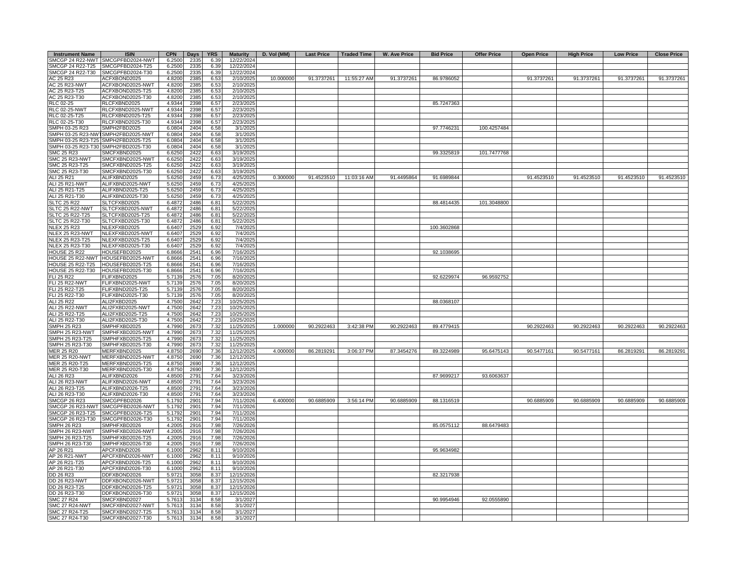| Instrument Name | ISIN | CPN | Days | YRS | Maturity | D. Vol (MM) | Last Price | Traded Time | W. Ave Price | Bid Price | Offer Price | Open Price | High Price | Low Price | Close Price |
|---|---|---|---|---|---|---|---|---|---|---|---|---|---|---|---|
| SMCGP 24 R22-NWT | SMCGPFBD2024-NWT | 6.2500 | 2335 | 6.39 | 12/22/2024 | | | | | | | | | | |
| SMCGP 24 R22-T25 | SMCGPFBD2024-T25 | 6.2500 | 2335 | 6.39 | 12/22/2024 | | | | | | | | | | |
| SMCGP 24 R22-T30 | SMCGPFBD2024-T30 | 6.2500 | 2335 | 6.39 | 12/22/2024 | | | | | | | | | | |
| AC 25 R23 | ACFXBOND2025 | 4.8200 | 2385 | 6.53 | 2/10/2025 | 10.000000 | 91.3737261 | 11:55:27 AM | 91.3737261 | 86.9786052 | | 91.3737261 | 91.3737261 | 91.3737261 | 91.3737261 |
| AC 25 R23-NWT | ACFXBOND2025-NWT | 4.8200 | 2385 | 6.53 | 2/10/2025 | | | | | | | | | | |
| AC 25 R23-T25 | ACFXBOND2025-T25 | 4.8200 | 2385 | 6.53 | 2/10/2025 | | | | | | | | | | |
| AC 25 R23-T30 | ACFXBOND2025-T30 | 4.8200 | 2385 | 6.53 | 2/10/2025 | | | | | | | | | | |
| RLC 02-25 | RLCFXBND2025 | 4.9344 | 2398 | 6.57 | 2/23/2025 | | | | | 85.7247363 | | | | | |
| RLC 02-25-NWT | RLCFXBND2025-NWT | 4.9344 | 2398 | 6.57 | 2/23/2025 | | | | | | | | | | |
| RLC 02-25-T25 | RLCFXBND2025-T25 | 4.9344 | 2398 | 6.57 | 2/23/2025 | | | | | | | | | | |
| RLC 02-25-T30 | RLCFXBND2025-T30 | 4.9344 | 2398 | 6.57 | 2/23/2025 | | | | | | | | | | |
| SMPH 03-25 R23 | SMPH2FBD2025 | 6.0804 | 2404 | 6.58 | 3/1/2025 | | | | | 97.7746231 | 100.4257484 | | | | |
| SMPH 03-25 R23-NWT | SMPH2FBD2025-NWT | 6.0804 | 2404 | 6.58 | 3/1/2025 | | | | | | | | | | |
| SMPH 03-25 R23-T25 | SMPH2FBD2025-T25 | 6.0804 | 2404 | 6.58 | 3/1/2025 | | | | | | | | | | |
| SMPH 03-25 R23-T30 | SMPH2FBD2025-T30 | 6.0804 | 2404 | 6.58 | 3/1/2025 | | | | | | | | | | |
| SMC 25 R23 | SMCFXBND2025 | 6.6250 | 2422 | 6.63 | 3/19/2025 | | | | | 99.3325819 | 101.7477768 | | | | |
| SMC 25 R23-NWT | SMCFXBND2025-NWT | 6.6250 | 2422 | 6.63 | 3/19/2025 | | | | | | | | | | |
| SMC 25 R23-T25 | SMCFXBND2025-T25 | 6.6250 | 2422 | 6.63 | 3/19/2025 | | | | | | | | | | |
| SMC 25 R23-T30 | SMCFXBND2025-T30 | 6.6250 | 2422 | 6.63 | 3/19/2025 | | | | | | | | | | |
| ALI 25 R21 | ALIFXBND2025 | 5.6250 | 2459 | 6.73 | 4/25/2025 | 0.300000 | 91.4523510 | 11:03:16 AM | 91.4495864 | 91.6989844 | | 91.4523510 | 91.4523510 | 91.4523510 | 91.4523510 |
| ALI 25 R21-NWT | ALIFXBND2025-NWT | 5.6250 | 2459 | 6.73 | 4/25/2025 | | | | | | | | | | |
| ALI 25 R21-T25 | ALIFXBND2025-T25 | 5.6250 | 2459 | 6.73 | 4/25/2025 | | | | | | | | | | |
| ALI 25 R21-T30 | ALIFXBND2025-T30 | 5.6250 | 2459 | 6.73 | 4/25/2025 | | | | | | | | | | |
| SLTC 25 R22 | SLTCFXBD2025 | 6.4872 | 2486 | 6.81 | 5/22/2025 | | | | | 88.4814435 | 101.3048800 | | | | |
| SLTC 25 R22-NWT | SLTCFXBD2025-NWT | 6.4872 | 2486 | 6.81 | 5/22/2025 | | | | | | | | | | |
| SLTC 25 R22-T25 | SLTCFXBD2025-T25 | 6.4872 | 2486 | 6.81 | 5/22/2025 | | | | | | | | | | |
| SLTC 25 R22-T30 | SLTCFXBD2025-T30 | 6.4872 | 2486 | 6.81 | 5/22/2025 | | | | | | | | | | |
| NLEX 25 R23 | NLEXFXBD2025 | 6.6407 | 2529 | 6.92 | 7/4/2025 | | | | | 100.3602868 | | | | | |
| NLEX 25 R23-NWT | NLEXFXBD2025-NWT | 6.6407 | 2529 | 6.92 | 7/4/2025 | | | | | | | | | | |
| NLEX 25 R23-T25 | NLEXFXBD2025-T25 | 6.6407 | 2529 | 6.92 | 7/4/2025 | | | | | | | | | | |
| NLEX 25 R23-T30 | NLEXFXBD2025-T30 | 6.6407 | 2529 | 6.92 | 7/4/2025 | | | | | | | | | | |
| HOUSE 25 R22 | HOUSEFBD2025 | 6.8666 | 2541 | 6.96 | 7/16/2025 | | | | | 92.1038695 | | | | | |
| HOUSE 25 R22-NWT | HOUSEFBD2025-NWT | 6.8666 | 2541 | 6.96 | 7/16/2025 | | | | | | | | | | |
| HOUSE 25 R22-T25 | HOUSEFBD2025-T25 | 6.8666 | 2541 | 6.96 | 7/16/2025 | | | | | | | | | | |
| HOUSE 25 R22-T30 | HOUSEFBD2025-T30 | 6.8666 | 2541 | 6.96 | 7/16/2025 | | | | | | | | | | |
| FLI 25 R22 | FLIFXBND2025 | 5.7139 | 2576 | 7.05 | 8/20/2025 | | | | | 92.6229974 | 96.9592752 | | | | |
| FLI 25 R22-NWT | FLIFXBND2025-NWT | 5.7139 | 2576 | 7.05 | 8/20/2025 | | | | | | | | | | |
| FLI 25 R22-T25 | FLIFXBND2025-T25 | 5.7139 | 2576 | 7.05 | 8/20/2025 | | | | | | | | | | |
| FLI 25 R22-T30 | FLIFXBND2025-T30 | 5.7139 | 2576 | 7.05 | 8/20/2025 | | | | | | | | | | |
| ALI 25 R22 | ALI2FXBD2025 | 4.7500 | 2642 | 7.23 | 10/25/2025 | | | | | 88.0368107 | | | | | |
| ALI 25 R22-NWT | ALI2FXBD2025-NWT | 4.7500 | 2642 | 7.23 | 10/25/2025 | | | | | | | | | | |
| ALI 25 R22-T25 | ALI2FXBD2025-T25 | 4.7500 | 2642 | 7.23 | 10/25/2025 | | | | | | | | | | |
| ALI 25 R22-T30 | ALI2FXBD2025-T30 | 4.7500 | 2642 | 7.23 | 10/25/2025 | | | | | | | | | | |
| SMPH 25 R23 | SMPHFXBD2025 | 4.7990 | 2673 | 7.32 | 11/25/2025 | 1.000000 | 90.2922463 | 3:42:38 PM | 90.2922463 | 89.4779415 | | 90.2922463 | 90.2922463 | 90.2922463 | 90.2922463 |
| SMPH 25 R23-NWT | SMPHFXBD2025-NWT | 4.7990 | 2673 | 7.32 | 11/25/2025 | | | | | | | | | | |
| SMPH 25 R23-T25 | SMPHFXBD2025-T25 | 4.7990 | 2673 | 7.32 | 11/25/2025 | | | | | | | | | | |
| SMPH 25 R23-T30 | SMPHFXBD2025-T30 | 4.7990 | 2673 | 7.32 | 11/25/2025 | | | | | | | | | | |
| MER 25 R20 | MERFXBND2025 | 4.8750 | 2690 | 7.36 | 12/12/2025 | 4.000000 | 86.2819291 | 3:06:37 PM | 87.3454276 | 89.3224989 | 95.6475143 | 90.5477161 | 90.5477161 | 86.2819291 | 86.2819291 |
| MER 25 R20-NWT | MERFXBND2025-NWT | 4.8750 | 2690 | 7.36 | 12/12/2025 | | | | | | | | | | |
| MER 25 R20-T25 | MERFXBND2025-T25 | 4.8750 | 2690 | 7.36 | 12/12/2025 | | | | | | | | | | |
| MER 25 R20-T30 | MERFXBND2025-T30 | 4.8750 | 2690 | 7.36 | 12/12/2025 | | | | | | | | | | |
| ALI 26 R23 | ALIFXBND2026 | 4.8500 | 2791 | 7.64 | 3/23/2026 | | | | | 87.9699217 | 93.6063637 | | | | |
| ALI 26 R23-NWT | ALIFXBND2026-NWT | 4.8500 | 2791 | 7.64 | 3/23/2026 | | | | | | | | | | |
| ALI 26 R23-T25 | ALIFXBND2026-T25 | 4.8500 | 2791 | 7.64 | 3/23/2026 | | | | | | | | | | |
| ALI 26 R23-T30 | ALIFXBND2026-T30 | 4.8500 | 2791 | 7.64 | 3/23/2026 | | | | | | | | | | |
| SMCGP 26 R23 | SMCGPFBD2026 | 5.1792 | 2901 | 7.94 | 7/11/2026 | 6.400000 | 90.6885909 | 3:56:14 PM | 90.6885909 | 88.1316519 | | 90.6885909 | 90.6885909 | 90.6885909 | 90.6885909 |
| SMCGP 26 R23-NWT | SMCGPFBD2026-NWT | 5.1792 | 2901 | 7.94 | 7/11/2026 | | | | | | | | | | |
| SMCGP 26 R23-T25 | SMCGPFBD2026-T25 | 5.1792 | 2901 | 7.94 | 7/11/2026 | | | | | | | | | | |
| SMCGP 26 R23-T30 | SMCGPFBD2026-T30 | 5.1792 | 2901 | 7.94 | 7/11/2026 | | | | | | | | | | |
| SMPH 26 R23 | SMPHFXBD2026 | 4.2005 | 2916 | 7.98 | 7/26/2026 | | | | | 85.0575112 | 88.6479483 | | | | |
| SMPH 26 R23-NWT | SMPHFXBD2026-NWT | 4.2005 | 2916 | 7.98 | 7/26/2026 | | | | | | | | | | |
| SMPH 26 R23-T25 | SMPHFXBD2026-T25 | 4.2005 | 2916 | 7.98 | 7/26/2026 | | | | | | | | | | |
| SMPH 26 R23-T30 | SMPHFXBD2026-T30 | 4.2005 | 2916 | 7.98 | 7/26/2026 | | | | | | | | | | |
| AP 26 R21 | APCFXBND2026 | 6.1000 | 2962 | 8.11 | 9/10/2026 | | | | | 95.9634982 | | | | | |
| AP 26 R21-NWT | APCFXBND2026-NWT | 6.1000 | 2962 | 8.11 | 9/10/2026 | | | | | | | | | | |
| AP 26 R21-T25 | APCFXBND2026-T25 | 6.1000 | 2962 | 8.11 | 9/10/2026 | | | | | | | | | | |
| AP 26 R21-T30 | APCFXBND2026-T30 | 6.1000 | 2962 | 8.11 | 9/10/2026 | | | | | | | | | | |
| DD 26 R23 | DDFXBOND2026 | 5.9721 | 3058 | 8.37 | 12/15/2026 | | | | | 82.3217938 | | | | | |
| DD 26 R23-NWT | DDFXBOND2026-NWT | 5.9721 | 3058 | 8.37 | 12/15/2026 | | | | | | | | | | |
| DD 26 R23-T25 | DDFXBOND2026-T25 | 5.9721 | 3058 | 8.37 | 12/15/2026 | | | | | | | | | | |
| DD 26 R23-T30 | DDFXBOND2026-T30 | 5.9721 | 3058 | 8.37 | 12/15/2026 | | | | | | | | | | |
| SMC 27 R24 | SMCFXBND2027 | 5.7613 | 3134 | 8.58 | 3/1/2027 | | | | | 90.9954946 | 92.0555890 | | | | |
| SMC 27 R24-NWT | SMCFXBND2027-NWT | 5.7613 | 3134 | 8.58 | 3/1/2027 | | | | | | | | | | |
| SMC 27 R24-T25 | SMCFXBND2027-T25 | 5.7613 | 3134 | 8.58 | 3/1/2027 | | | | | | | | | | |
| SMC 27 R24-T30 | SMCFXBND2027-T30 | 5.7613 | 3134 | 8.58 | 3/1/2027 | | | | | | | | | | |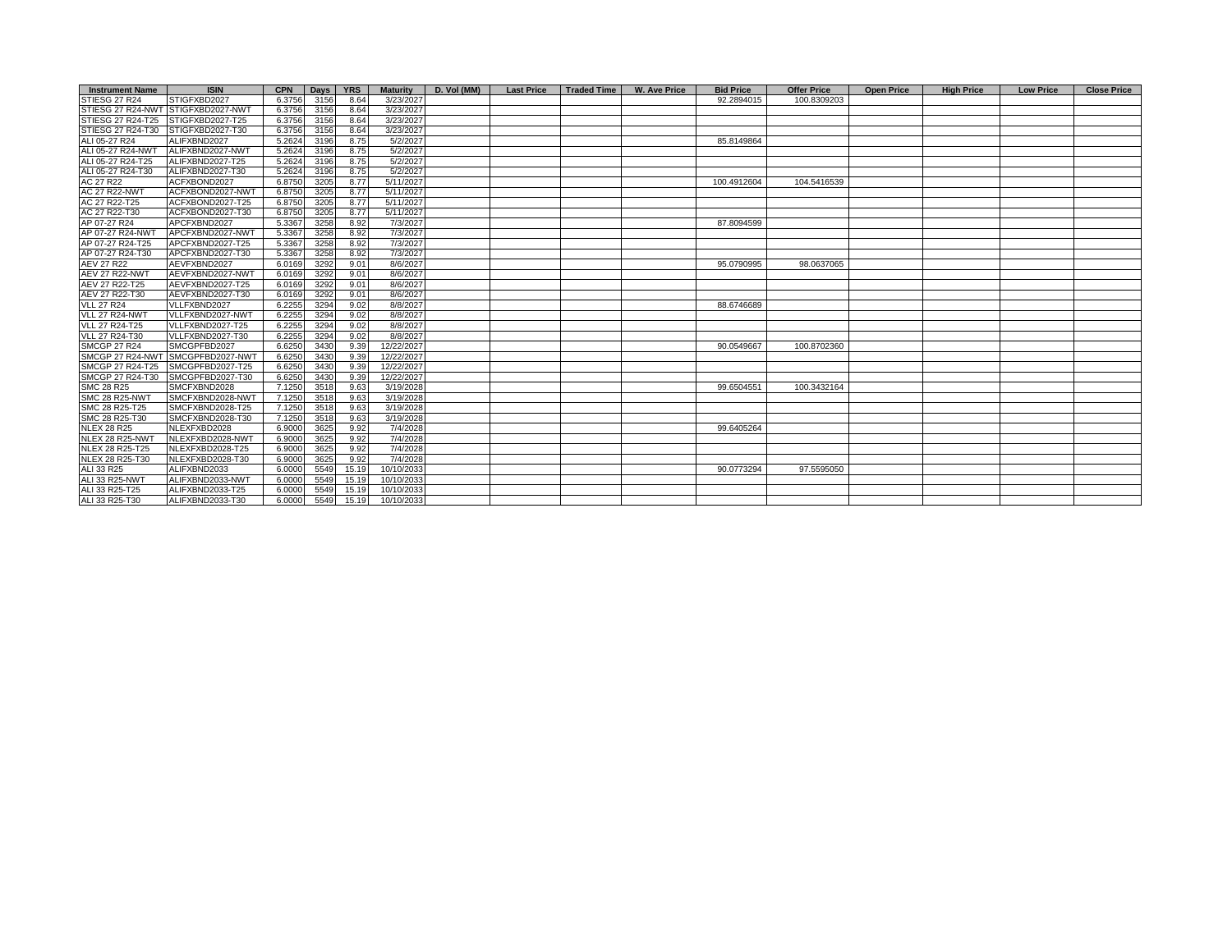| Instrument Name | ISIN | CPN | Days | YRS | Maturity | D. Vol (MM) | Last Price | Traded Time | W. Ave Price | Bid Price | Offer Price | Open Price | High Price | Low Price | Close Price |
|---|---|---|---|---|---|---|---|---|---|---|---|---|---|---|---|
| STIESG 27 R24 | STIGFXBD2027 | 6.3756 | 3156 | 8.64 | 3/23/2027 | | | | | 92.2894015 | 100.8309203 | | | | |
| STIESG 27 R24-NWT | STIGFXBD2027-NWT | 6.3756 | 3156 | 8.64 | 3/23/2027 | | | | | | | | | | |
| STIESG 27 R24-T25 | STIGFXBD2027-T25 | 6.3756 | 3156 | 8.64 | 3/23/2027 | | | | | | | | | | |
| STIESG 27 R24-T30 | STIGFXBD2027-T30 | 6.3756 | 3156 | 8.64 | 3/23/2027 | | | | | | | | | | |
| ALI 05-27 R24 | ALIFXBND2027 | 5.2624 | 3196 | 8.75 | 5/2/2027 | | | | | 85.8149864 | | | | | |
| ALI 05-27 R24-NWT | ALIFXBND2027-NWT | 5.2624 | 3196 | 8.75 | 5/2/2027 | | | | | | | | | | |
| ALI 05-27 R24-T25 | ALIFXBND2027-T25 | 5.2624 | 3196 | 8.75 | 5/2/2027 | | | | | | | | | | |
| ALI 05-27 R24-T30 | ALIFXBND2027-T30 | 5.2624 | 3196 | 8.75 | 5/2/2027 | | | | | | | | | | |
| AC 27 R22 | ACFXBOND2027 | 6.8750 | 3205 | 8.77 | 5/11/2027 | | | | | 100.4912604 | 104.5416539 | | | | |
| AC 27 R22-NWT | ACFXBOND2027-NWT | 6.8750 | 3205 | 8.77 | 5/11/2027 | | | | | | | | | | |
| AC 27 R22-T25 | ACFXBOND2027-T25 | 6.8750 | 3205 | 8.77 | 5/11/2027 | | | | | | | | | | |
| AC 27 R22-T30 | ACFXBOND2027-T30 | 6.8750 | 3205 | 8.77 | 5/11/2027 | | | | | | | | | | |
| AP 07-27 R24 | APCFXBND2027 | 5.3367 | 3258 | 8.92 | 7/3/2027 | | | | | 87.8094599 | | | | | |
| AP 07-27 R24-NWT | APCFXBND2027-NWT | 5.3367 | 3258 | 8.92 | 7/3/2027 | | | | | | | | | | |
| AP 07-27 R24-T25 | APCFXBND2027-T25 | 5.3367 | 3258 | 8.92 | 7/3/2027 | | | | | | | | | | |
| AP 07-27 R24-T30 | APCFXBND2027-T30 | 5.3367 | 3258 | 8.92 | 7/3/2027 | | | | | | | | | | |
| AEV 27 R22 | AEVFXBND2027 | 6.0169 | 3292 | 9.01 | 8/6/2027 | | | | | 95.0790995 | 98.0637065 | | | | |
| AEV 27 R22-NWT | AEVFXBND2027-NWT | 6.0169 | 3292 | 9.01 | 8/6/2027 | | | | | | | | | | |
| AEV 27 R22-T25 | AEVFXBND2027-T25 | 6.0169 | 3292 | 9.01 | 8/6/2027 | | | | | | | | | | |
| AEV 27 R22-T30 | AEVFXBND2027-T30 | 6.0169 | 3292 | 9.01 | 8/6/2027 | | | | | | | | | | |
| VLL 27 R24 | VLLFXBND2027 | 6.2255 | 3294 | 9.02 | 8/8/2027 | | | | | 88.6746689 | | | | | |
| VLL 27 R24-NWT | VLLFXBND2027-NWT | 6.2255 | 3294 | 9.02 | 8/8/2027 | | | | | | | | | | |
| VLL 27 R24-T25 | VLLFXBND2027-T25 | 6.2255 | 3294 | 9.02 | 8/8/2027 | | | | | | | | | | |
| VLL 27 R24-T30 | VLLFXBND2027-T30 | 6.2255 | 3294 | 9.02 | 8/8/2027 | | | | | | | | | | |
| SMCGP 27 R24 | SMCGPFBD2027 | 6.6250 | 3430 | 9.39 | 12/22/2027 | | | | | 90.0549667 | 100.8702360 | | | | |
| SMCGP 27 R24-NWT | SMCGPFBD2027-NWT | 6.6250 | 3430 | 9.39 | 12/22/2027 | | | | | | | | | | |
| SMCGP 27 R24-T25 | SMCGPFBD2027-T25 | 6.6250 | 3430 | 9.39 | 12/22/2027 | | | | | | | | | | |
| SMCGP 27 R24-T30 | SMCGPFBD2027-T30 | 6.6250 | 3430 | 9.39 | 12/22/2027 | | | | | | | | | | |
| SMC 28 R25 | SMCFXBND2028 | 7.1250 | 3518 | 9.63 | 3/19/2028 | | | | | 99.6504551 | 100.3432164 | | | | |
| SMC 28 R25-NWT | SMCFXBND2028-NWT | 7.1250 | 3518 | 9.63 | 3/19/2028 | | | | | | | | | | |
| SMC 28 R25-T25 | SMCFXBND2028-T25 | 7.1250 | 3518 | 9.63 | 3/19/2028 | | | | | | | | | | |
| SMC 28 R25-T30 | SMCFXBND2028-T30 | 7.1250 | 3518 | 9.63 | 3/19/2028 | | | | | | | | | | |
| NLEX 28 R25 | NLEXFXBD2028 | 6.9000 | 3625 | 9.92 | 7/4/2028 | | | | | 99.6405264 | | | | | |
| NLEX 28 R25-NWT | NLEXFXBD2028-NWT | 6.9000 | 3625 | 9.92 | 7/4/2028 | | | | | | | | | | |
| NLEX 28 R25-T25 | NLEXFXBD2028-T25 | 6.9000 | 3625 | 9.92 | 7/4/2028 | | | | | | | | | | |
| NLEX 28 R25-T30 | NLEXFXBD2028-T30 | 6.9000 | 3625 | 9.92 | 7/4/2028 | | | | | | | | | | |
| ALI 33 R25 | ALIFXBND2033 | 6.0000 | 5549 | 15.19 | 10/10/2033 | | | | | 90.0773294 | 97.5595050 | | | | |
| ALI 33 R25-NWT | ALIFXBND2033-NWT | 6.0000 | 5549 | 15.19 | 10/10/2033 | | | | | | | | | | |
| ALI 33 R25-T25 | ALIFXBND2033-T25 | 6.0000 | 5549 | 15.19 | 10/10/2033 | | | | | | | | | | |
| ALI 33 R25-T30 | ALIFXBND2033-T30 | 6.0000 | 5549 | 15.19 | 10/10/2033 | | | | | | | | | | |